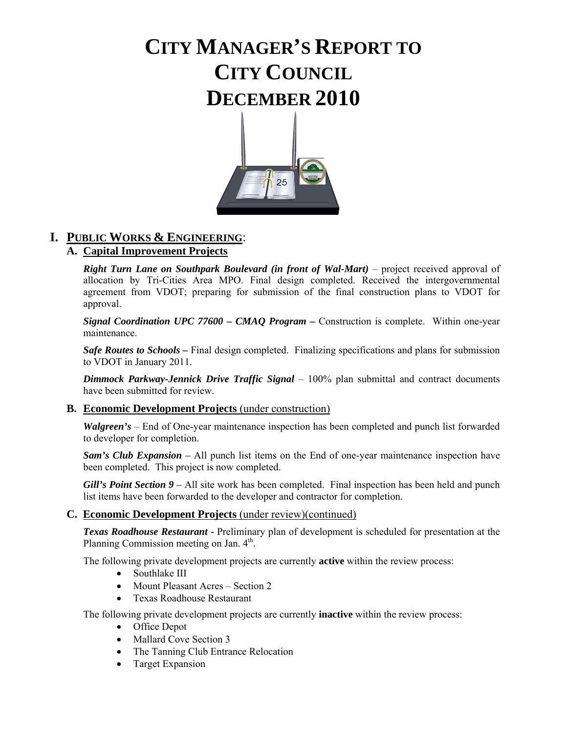# CITY MANAGER'S REPORT TO CITY COUNCIL DECEMBER 2010

## I. PUBLIC WORKS & ENGINEERING:

### A. Capital Improvement Projects

***Right Turn Lane on Southpark Boulevard (in front of Wal-Mart)*** – project received approval of allocation by Tri-Cities Area MPO. Final design completed. Received the intergovernmental agreement from VDOT; preparing for submission of the final construction plans to VDOT for approval.

***Signal Coordination UPC 77600 – CMAQ Program –*** Construction is complete. Within one-year maintenance.

***Safe Routes to Schools –*** Final design completed. Finalizing specifications and plans for submission to VDOT in January 2011.

***Dimmock Parkway-Jennick Drive Traffic Signal*** – 100% plan submittal and contract documents have been submitted for review.

### B. Economic Development Projects (under construction)

***Walgreen's*** – End of One-year maintenance inspection has been completed and punch list forwarded to developer for completion.

***Sam's Club Expansion*** – All punch list items on the End of one-year maintenance inspection have been completed. This project is now completed.

***Gill's Point Section 9*** – All site work has been completed. Final inspection has been held and punch list items have been forwarded to the developer and contractor for completion.

### C. Economic Development Projects (under review)(continued)

***Texas Roadhouse Restaurant*** - Preliminary plan of development is scheduled for presentation at the Planning Commission meeting on Jan. 4th.

The following private development projects are currently **active** within the review process:

- Southlake III
- Mount Pleasant Acres – Section 2
- Texas Roadhouse Restaurant

The following private development projects are currently **inactive** within the review process:

- Office Depot
- Mallard Cove Section 3
- The Tanning Club Entrance Relocation
- Target Expansion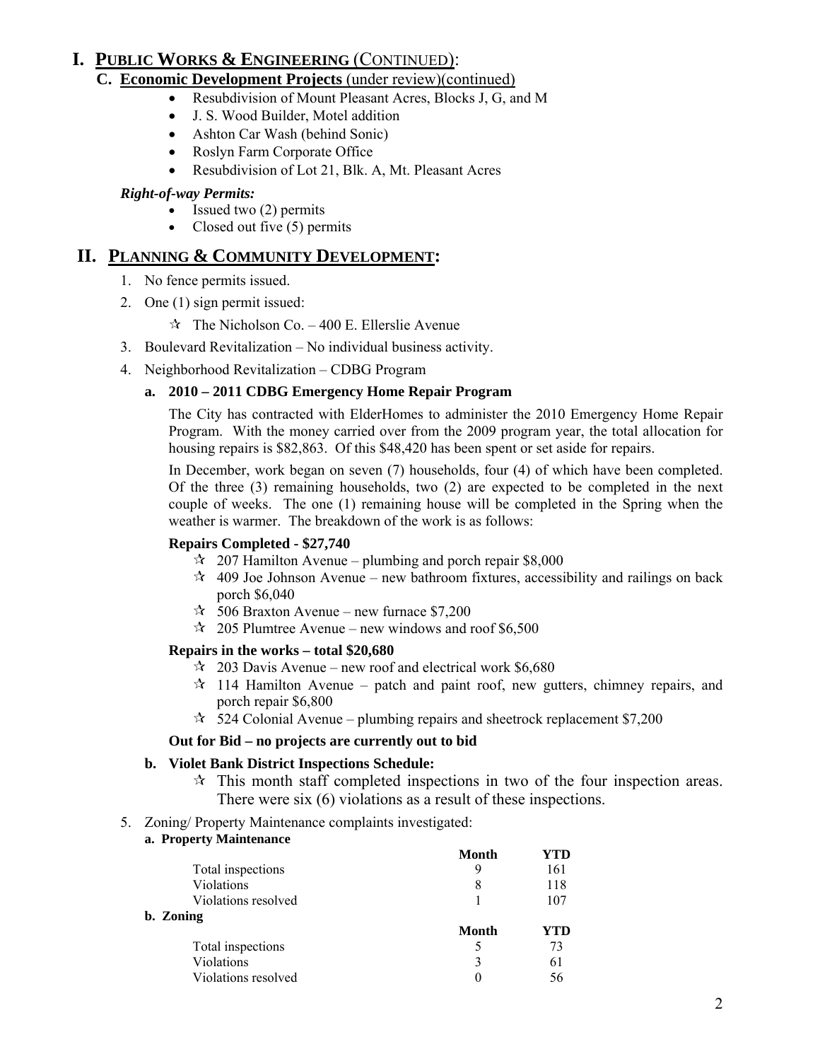# I. Public Works & Engineering (Continued):

## C. Economic Development Projects (under review)(continued)

- Resubdivision of Mount Pleasant Acres, Blocks J, G, and M
- J. S. Wood Builder, Motel addition
- Ashton Car Wash (behind Sonic)
- Roslyn Farm Corporate Office
- Resubdivision of Lot 21, Blk. A, Mt. Pleasant Acres

***Right-of-way Permits:***

- Issued two (2) permits
- Closed out five (5) permits

# II. Planning & Community Development:

1. No fence permits issued.
2. One (1) sign permit issued:
   - ✰ The Nicholson Co. – 400 E. Ellerslie Avenue
3. Boulevard Revitalization – No individual business activity.
4. Neighborhood Revitalization – CDBG Program

   **a. 2010 – 2011 CDBG Emergency Home Repair Program**

   The City has contracted with ElderHomes to administer the 2010 Emergency Home Repair Program. With the money carried over from the 2009 program year, the total allocation for housing repairs is $82,863. Of this $48,420 has been spent or set aside for repairs.

   In December, work began on seven (7) households, four (4) of which have been completed. Of the three (3) remaining households, two (2) are expected to be completed in the next couple of weeks. The one (1) remaining house will be completed in the Spring when the weather is warmer. The breakdown of the work is as follows:

   **Repairs Completed - $27,740**

   - ✰ 207 Hamilton Avenue – plumbing and porch repair $8,000
   - ✰ 409 Joe Johnson Avenue – new bathroom fixtures, accessibility and railings on back porch $6,040
   - ✰ 506 Braxton Avenue – new furnace $7,200
   - ✰ 205 Plumtree Avenue – new windows and roof $6,500

   **Repairs in the works – total $20,680**

   - ✰ 203 Davis Avenue – new roof and electrical work $6,680
   - ✰ 114 Hamilton Avenue – patch and paint roof, new gutters, chimney repairs, and porch repair $6,800
   - ✰ 524 Colonial Avenue – plumbing repairs and sheetrock replacement $7,200

   **Out for Bid – no projects are currently out to bid**

   **b. Violet Bank District Inspections Schedule:**

   - ✰ This month staff completed inspections in two of the four inspection areas. There were six (6) violations as a result of these inspections.

5. Zoning/ Property Maintenance complaints investigated:

   **a. Property Maintenance**

   | | Month | YTD |
   |---|---|---|
   | Total inspections | 9 | 161 |
   | Violations | 8 | 118 |
   | Violations resolved | 1 | 107 |

   **b. Zoning**

   | | Month | YTD |
   |---|---|---|
   | Total inspections | 5 | 73 |
   | Violations | 3 | 61 |
   | Violations resolved | 0 | 56 |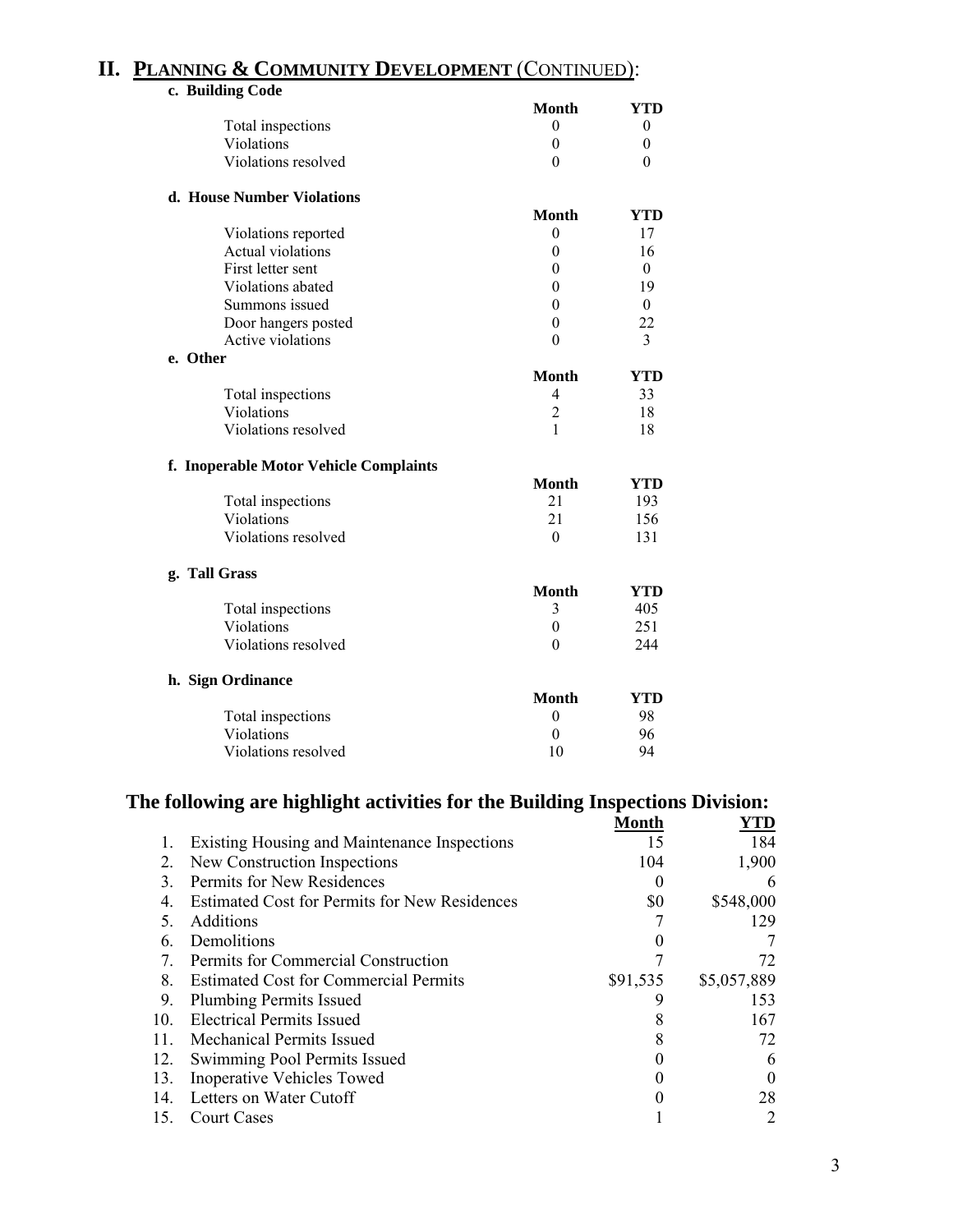# II. PLANNING & COMMUNITY DEVELOPMENT (CONTINUED):

### c. Building Code

| | Month | YTD |
|---|---|---|
| Total inspections | 0 | 0 |
| Violations | 0 | 0 |
| Violations resolved | 0 | 0 |

### d. House Number Violations

| | Month | YTD |
|---|---|---|
| Violations reported | 0 | 17 |
| Actual violations | 0 | 16 |
| First letter sent | 0 | 0 |
| Violations abated | 0 | 19 |
| Summons issued | 0 | 0 |
| Door hangers posted | 0 | 22 |
| Active violations | 0 | 3 |

### e. Other

| | Month | YTD |
|---|---|---|
| Total inspections | 4 | 33 |
| Violations | 2 | 18 |
| Violations resolved | 1 | 18 |

### f. Inoperable Motor Vehicle Complaints

| | Month | YTD |
|---|---|---|
| Total inspections | 21 | 193 |
| Violations | 21 | 156 |
| Violations resolved | 0 | 131 |

### g. Tall Grass

| | Month | YTD |
|---|---|---|
| Total inspections | 3 | 405 |
| Violations | 0 | 251 |
| Violations resolved | 0 | 244 |

### h. Sign Ordinance

| | Month | YTD |
|---|---|---|
| Total inspections | 0 | 98 |
| Violations | 0 | 96 |
| Violations resolved | 10 | 94 |

## The following are highlight activities for the Building Inspections Division:

| | | Month | YTD |
|---|---|---|---|
| 1. | Existing Housing and Maintenance Inspections | 15 | 184 |
| 2. | New Construction Inspections | 104 | 1,900 |
| 3. | Permits for New Residences | 0 | 6 |
| 4. | Estimated Cost for Permits for New Residences | $0 | $548,000 |
| 5. | Additions | 7 | 129 |
| 6. | Demolitions | 0 | 7 |
| 7. | Permits for Commercial Construction | 7 | 72 |
| 8. | Estimated Cost for Commercial Permits | $91,535 | $5,057,889 |
| 9. | Plumbing Permits Issued | 9 | 153 |
| 10. | Electrical Permits Issued | 8 | 167 |
| 11. | Mechanical Permits Issued | 8 | 72 |
| 12. | Swimming Pool Permits Issued | 0 | 6 |
| 13. | Inoperative Vehicles Towed | 0 | 0 |
| 14. | Letters on Water Cutoff | 0 | 28 |
| 15. | Court Cases | 1 | 2 |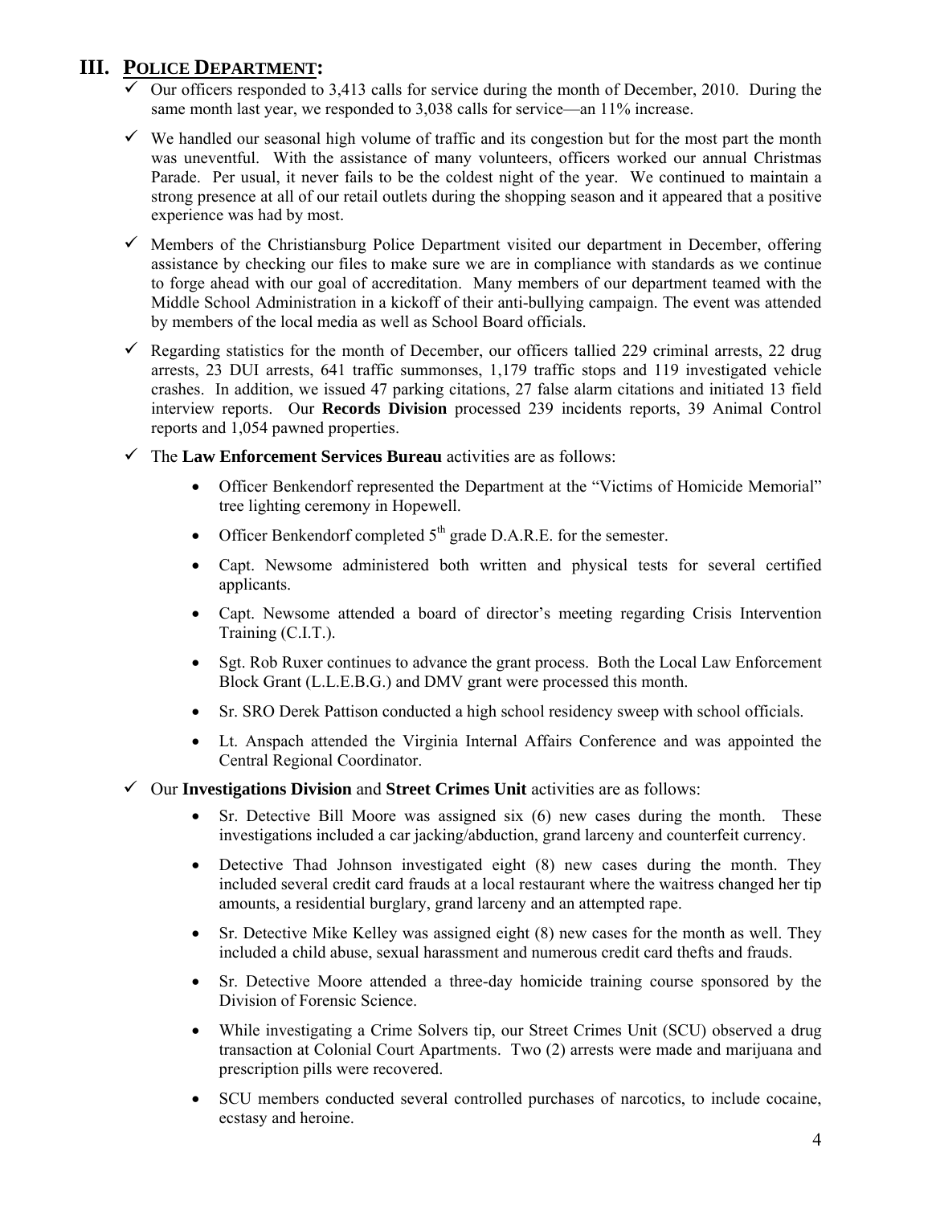## III. POLICE DEPARTMENT:

- ✓ Our officers responded to 3,413 calls for service during the month of December, 2010. During the same month last year, we responded to 3,038 calls for service—an 11% increase.
- ✓ We handled our seasonal high volume of traffic and its congestion but for the most part the month was uneventful. With the assistance of many volunteers, officers worked our annual Christmas Parade. Per usual, it never fails to be the coldest night of the year. We continued to maintain a strong presence at all of our retail outlets during the shopping season and it appeared that a positive experience was had by most.
- ✓ Members of the Christiansburg Police Department visited our department in December, offering assistance by checking our files to make sure we are in compliance with standards as we continue to forge ahead with our goal of accreditation. Many members of our department teamed with the Middle School Administration in a kickoff of their anti-bullying campaign. The event was attended by members of the local media as well as School Board officials.
- ✓ Regarding statistics for the month of December, our officers tallied 229 criminal arrests, 22 drug arrests, 23 DUI arrests, 641 traffic summonses, 1,179 traffic stops and 119 investigated vehicle crashes. In addition, we issued 47 parking citations, 27 false alarm citations and initiated 13 field interview reports. Our **Records Division** processed 239 incidents reports, 39 Animal Control reports and 1,054 pawned properties.
- ✓ The **Law Enforcement Services Bureau** activities are as follows:
  - Officer Benkendorf represented the Department at the "Victims of Homicide Memorial" tree lighting ceremony in Hopewell.
  - Officer Benkendorf completed 5th grade D.A.R.E. for the semester.
  - Capt. Newsome administered both written and physical tests for several certified applicants.
  - Capt. Newsome attended a board of director's meeting regarding Crisis Intervention Training (C.I.T.).
  - Sgt. Rob Ruxer continues to advance the grant process. Both the Local Law Enforcement Block Grant (L.L.E.B.G.) and DMV grant were processed this month.
  - Sr. SRO Derek Pattison conducted a high school residency sweep with school officials.
  - Lt. Anspach attended the Virginia Internal Affairs Conference and was appointed the Central Regional Coordinator.
- ✓ Our **Investigations Division** and **Street Crimes Unit** activities are as follows:
  - Sr. Detective Bill Moore was assigned six (6) new cases during the month. These investigations included a car jacking/abduction, grand larceny and counterfeit currency.
  - Detective Thad Johnson investigated eight (8) new cases during the month. They included several credit card frauds at a local restaurant where the waitress changed her tip amounts, a residential burglary, grand larceny and an attempted rape.
  - Sr. Detective Mike Kelley was assigned eight (8) new cases for the month as well. They included a child abuse, sexual harassment and numerous credit card thefts and frauds.
  - Sr. Detective Moore attended a three-day homicide training course sponsored by the Division of Forensic Science.
  - While investigating a Crime Solvers tip, our Street Crimes Unit (SCU) observed a drug transaction at Colonial Court Apartments. Two (2) arrests were made and marijuana and prescription pills were recovered.
  - SCU members conducted several controlled purchases of narcotics, to include cocaine, ecstasy and heroine.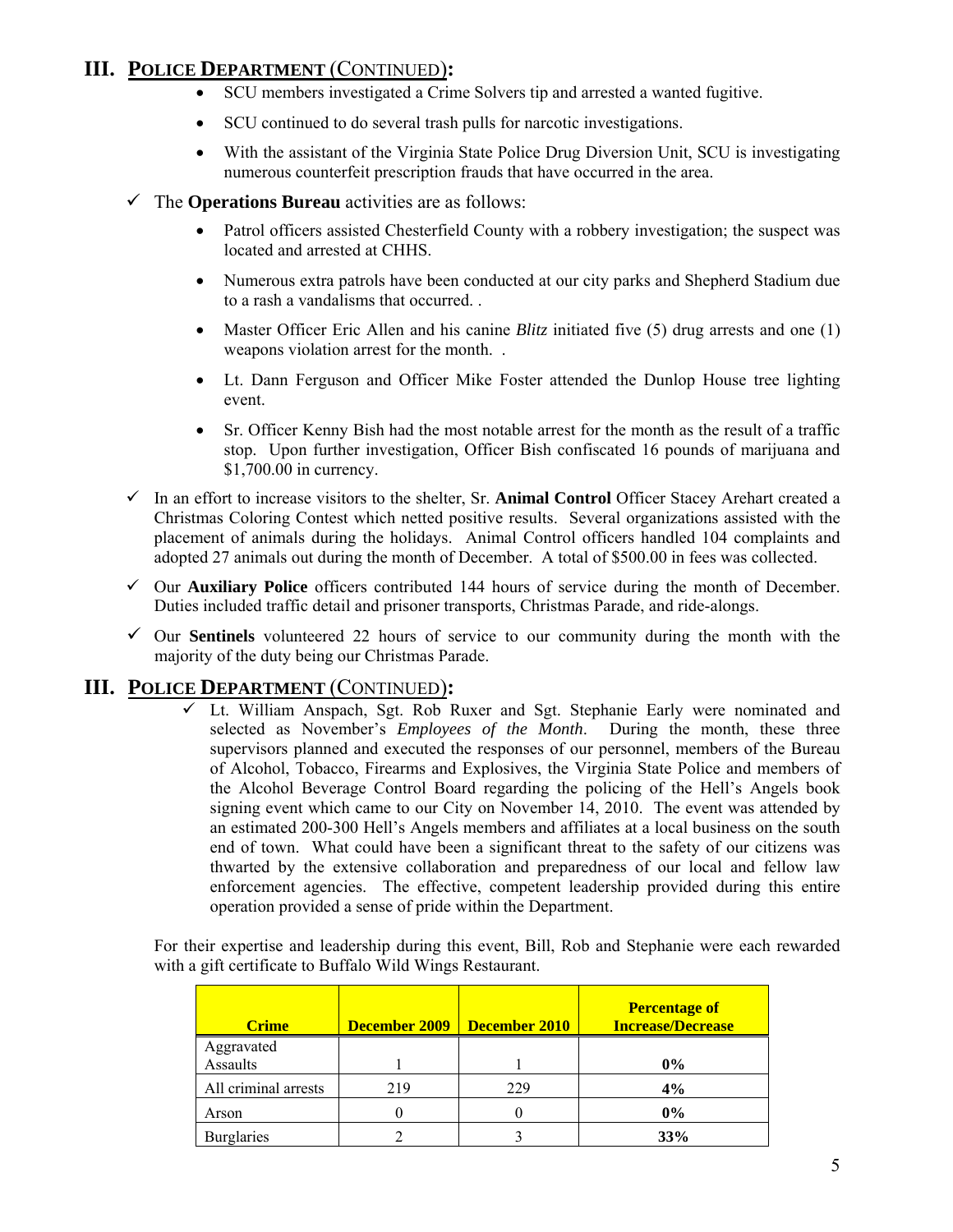## III. POLICE DEPARTMENT (CONTINUED):

- SCU members investigated a Crime Solvers tip and arrested a wanted fugitive.
- SCU continued to do several trash pulls for narcotic investigations.
- With the assistant of the Virginia State Police Drug Diversion Unit, SCU is investigating numerous counterfeit prescription frauds that have occurred in the area.

✓ The **Operations Bureau** activities are as follows:

- Patrol officers assisted Chesterfield County with a robbery investigation; the suspect was located and arrested at CHHS.
- Numerous extra patrols have been conducted at our city parks and Shepherd Stadium due to a rash a vandalisms that occurred. .
- Master Officer Eric Allen and his canine *Blitz* initiated five (5) drug arrests and one (1) weapons violation arrest for the month. .
- Lt. Dann Ferguson and Officer Mike Foster attended the Dunlop House tree lighting event.
- Sr. Officer Kenny Bish had the most notable arrest for the month as the result of a traffic stop. Upon further investigation, Officer Bish confiscated 16 pounds of marijuana and $1,700.00 in currency.

✓ In an effort to increase visitors to the shelter, Sr. **Animal Control** Officer Stacey Arehart created a Christmas Coloring Contest which netted positive results. Several organizations assisted with the placement of animals during the holidays. Animal Control officers handled 104 complaints and adopted 27 animals out during the month of December. A total of $500.00 in fees was collected.

✓ Our **Auxiliary Police** officers contributed 144 hours of service during the month of December. Duties included traffic detail and prisoner transports, Christmas Parade, and ride-alongs.

✓ Our **Sentinels** volunteered 22 hours of service to our community during the month with the majority of the duty being our Christmas Parade.

## III. POLICE DEPARTMENT (CONTINUED):

✓ Lt. William Anspach, Sgt. Rob Ruxer and Sgt. Stephanie Early were nominated and selected as November's *Employees of the Month*. During the month, these three supervisors planned and executed the responses of our personnel, members of the Bureau of Alcohol, Tobacco, Firearms and Explosives, the Virginia State Police and members of the Alcohol Beverage Control Board regarding the policing of the Hell's Angels book signing event which came to our City on November 14, 2010. The event was attended by an estimated 200-300 Hell's Angels members and affiliates at a local business on the south end of town. What could have been a significant threat to the safety of our citizens was thwarted by the extensive collaboration and preparedness of our local and fellow law enforcement agencies. The effective, competent leadership provided during this entire operation provided a sense of pride within the Department.

For their expertise and leadership during this event, Bill, Rob and Stephanie were each rewarded with a gift certificate to Buffalo Wild Wings Restaurant.

| Crime | December 2009 | December 2010 | Percentage of Increase/Decrease |
|---|---|---|---|
| Aggravated Assaults | 1 | 1 | **0%** |
| All criminal arrests | 219 | 229 | **4%** |
| Arson | 0 | 0 | **0%** |
| Burglaries | 2 | 3 | **33%** |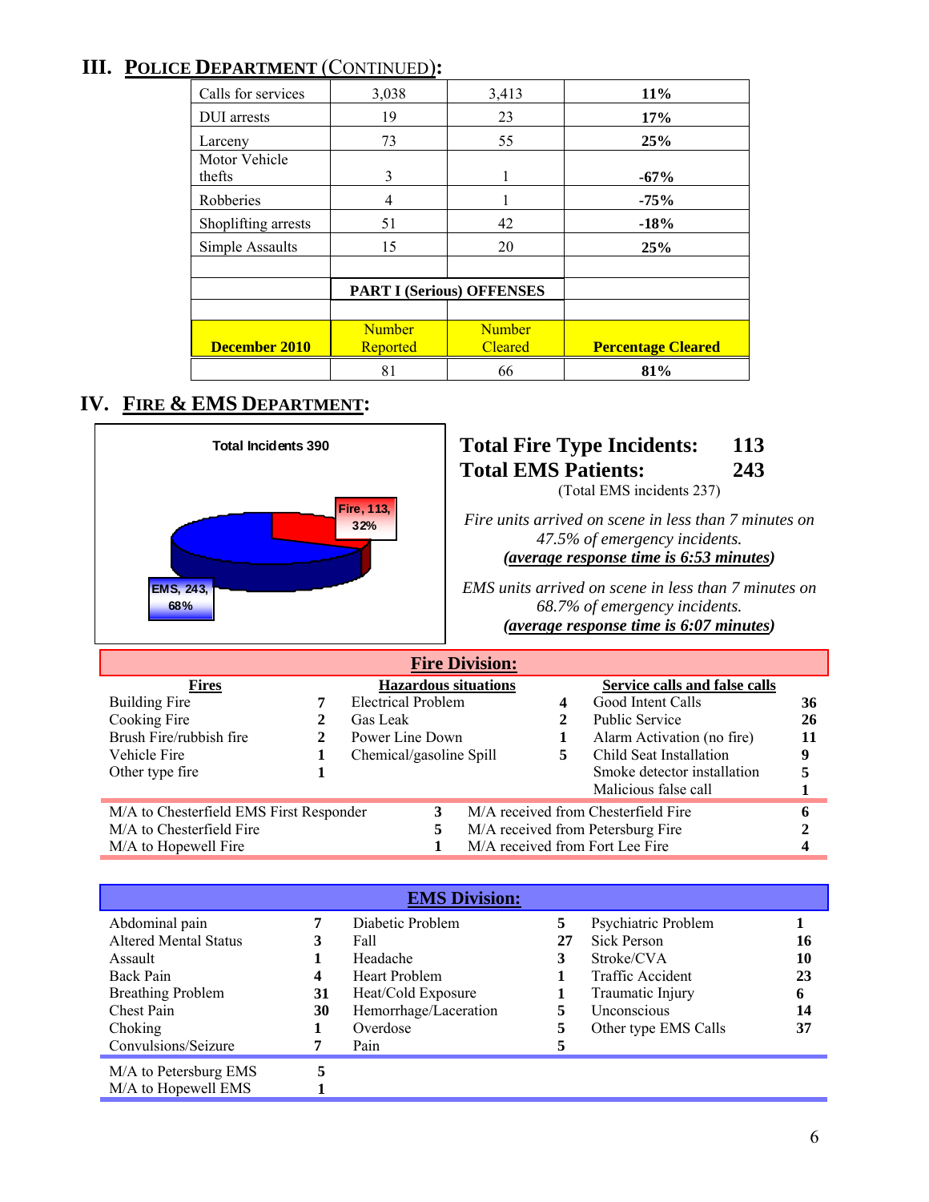## III. POLICE DEPARTMENT (CONTINUED):

| | | | |
|---|---|---|---|
| Calls for services | 3,038 | 3,413 | **11%** |
| DUI arrests | 19 | 23 | **17%** |
| Larceny | 73 | 55 | **25%** |
| Motor Vehicle thefts | 3 | 1 | **-67%** |
| Robberies | 4 | 1 | **-75%** |
| Shoplifting arrests | 51 | 42 | **-18%** |
| Simple Assaults | 15 | 20 | **25%** |
| | | | |
| | **PART I (Serious) OFFENSES** | | |
| | | | |
| **December 2010** | Number Reported | Number Cleared | **Percentage Cleared** |
| | 81 | 66 | **81%** |

## IV. FIRE & EMS DEPARTMENT:

Total Incidents 390

Fire, 113, 32%

EMS, 243, 68%

**Total Fire Type Incidents: 113**
**Total EMS Patients: 243**
(Total EMS incidents 237)

*Fire units arrived on scene in less than 7 minutes on 47.5% of emergency incidents.*
***(average response time is 6:53 minutes)***

*EMS units arrived on scene in less than 7 minutes on 68.7% of emergency incidents.*
***(average response time is 6:07 minutes)***

### Fire Division:

| Fires | | Hazardous situations | | Service calls and false calls | |
|---|---|---|---|---|---|
| Building Fire | 7 | Electrical Problem | 4 | Good Intent Calls | 36 |
| Cooking Fire | 2 | Gas Leak | 2 | Public Service | 26 |
| Brush Fire/rubbish fire | 2 | Power Line Down | 1 | Alarm Activation (no fire) | 11 |
| Vehicle Fire | 1 | Chemical/gasoline Spill | 5 | Child Seat Installation | 9 |
| Other type fire | 1 | | | Smoke detector installation | 5 |
| | | | | Malicious false call | 1 |

| | | | |
|---|---|---|---|
| M/A to Chesterfield EMS First Responder | 3 | M/A received from Chesterfield Fire | 6 |
| M/A to Chesterfield Fire | 5 | M/A received from Petersburg Fire | 2 |
| M/A to Hopewell Fire | 1 | M/A received from Fort Lee Fire | 4 |

### EMS Division:

| | | | | | |
|---|---|---|---|---|---|
| Abdominal pain | 7 | Diabetic Problem | 5 | Psychiatric Problem | 1 |
| Altered Mental Status | 3 | Fall | 27 | Sick Person | 16 |
| Assault | 1 | Headache | 3 | Stroke/CVA | 10 |
| Back Pain | 4 | Heart Problem | 1 | Traffic Accident | 23 |
| Breathing Problem | 31 | Heat/Cold Exposure | 1 | Traumatic Injury | 6 |
| Chest Pain | 30 | Hemorrhage/Laceration | 5 | Unconscious | 14 |
| Choking | 1 | Overdose | 5 | Other type EMS Calls | 37 |
| Convulsions/Seizure | 7 | Pain | 5 | | |

| | |
|---|---|
| M/A to Petersburg EMS | 5 |
| M/A to Hopewell EMS | 1 |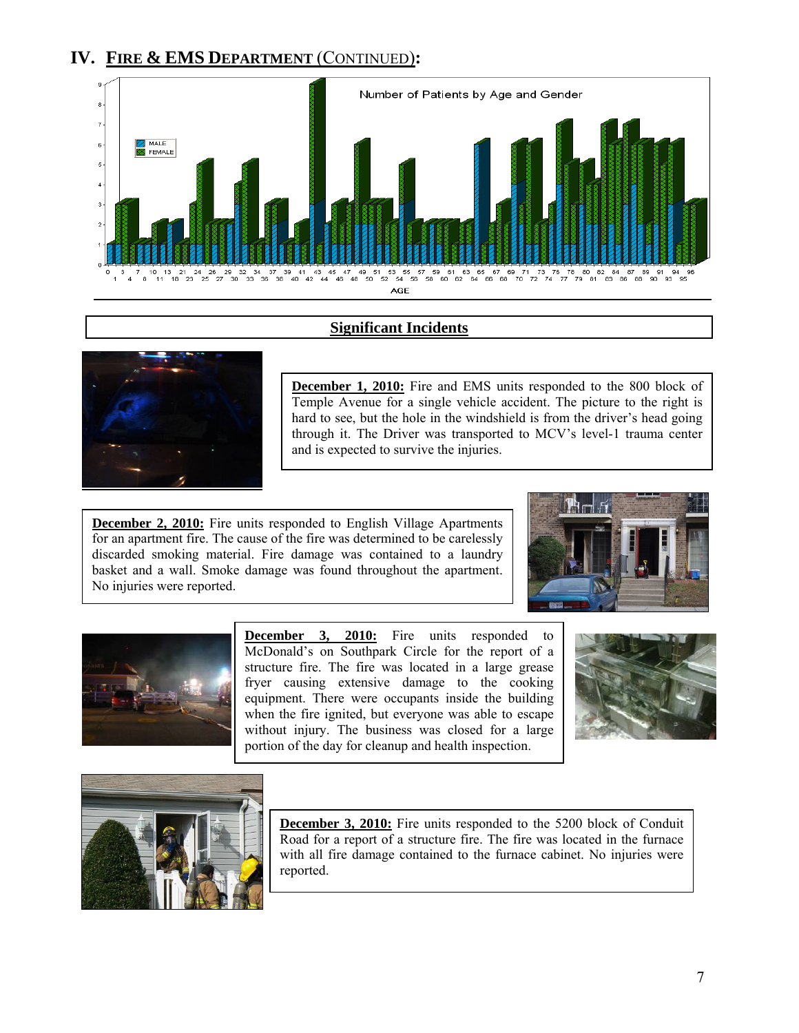## IV. Fire & EMS Department (Continued):

## Significant Incidents

**December 1, 2010:** Fire and EMS units responded to the 800 block of Temple Avenue for a single vehicle accident. The picture to the right is hard to see, but the hole in the windshield is from the driver's head going through it. The Driver was transported to MCV's level-1 trauma center and is expected to survive the injuries.

**December 2, 2010:** Fire units responded to English Village Apartments for an apartment fire. The cause of the fire was determined to be carelessly discarded smoking material. Fire damage was contained to a laundry basket and a wall. Smoke damage was found throughout the apartment. No injuries were reported.

**December 3, 2010:** Fire units responded to McDonald's on Southpark Circle for the report of a structure fire. The fire was located in a large grease fryer causing extensive damage to the cooking equipment. There were occupants inside the building when the fire ignited, but everyone was able to escape without injury. The business was closed for a large portion of the day for cleanup and health inspection.

**December 3, 2010:** Fire units responded to the 5200 block of Conduit Road for a report of a structure fire. The fire was located in the furnace with all fire damage contained to the furnace cabinet. No injuries were reported.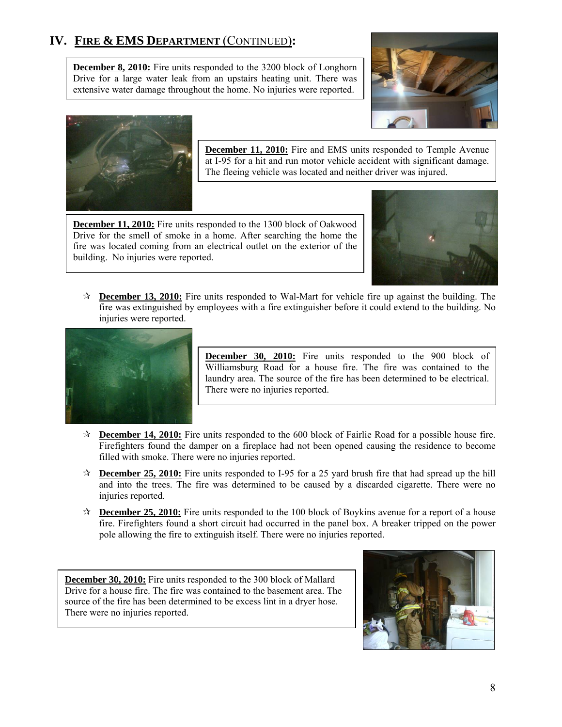## IV. FIRE & EMS DEPARTMENT (CONTINUED):

**December 8, 2010:** Fire units responded to the 3200 block of Longhorn Drive for a large water leak from an upstairs heating unit. There was extensive water damage throughout the home. No injuries were reported.

**December 11, 2010:** Fire and EMS units responded to Temple Avenue at I-95 for a hit and run motor vehicle accident with significant damage. The fleeing vehicle was located and neither driver was injured.

**December 11, 2010:** Fire units responded to the 1300 block of Oakwood Drive for the smell of smoke in a home. After searching the home the fire was located coming from an electrical outlet on the exterior of the building. No injuries were reported.

- ☆ **December 13, 2010:** Fire units responded to Wal-Mart for vehicle fire up against the building. The fire was extinguished by employees with a fire extinguisher before it could extend to the building. No injuries were reported.

**December 30, 2010:** Fire units responded to the 900 block of Williamsburg Road for a house fire. The fire was contained to the laundry area. The source of the fire has been determined to be electrical. There were no injuries reported.

- ☆ **December 14, 2010:** Fire units responded to the 600 block of Fairlie Road for a possible house fire. Firefighters found the damper on a fireplace had not been opened causing the residence to become filled with smoke. There were no injuries reported.
- ☆ **December 25, 2010:** Fire units responded to I-95 for a 25 yard brush fire that had spread up the hill and into the trees. The fire was determined to be caused by a discarded cigarette. There were no injuries reported.
- ☆ **December 25, 2010:** Fire units responded to the 100 block of Boykins avenue for a report of a house fire. Firefighters found a short circuit had occurred in the panel box. A breaker tripped on the power pole allowing the fire to extinguish itself. There were no injuries reported.

**December 30, 2010:** Fire units responded to the 300 block of Mallard Drive for a house fire. The fire was contained to the basement area. The source of the fire has been determined to be excess lint in a dryer hose. There were no injuries reported.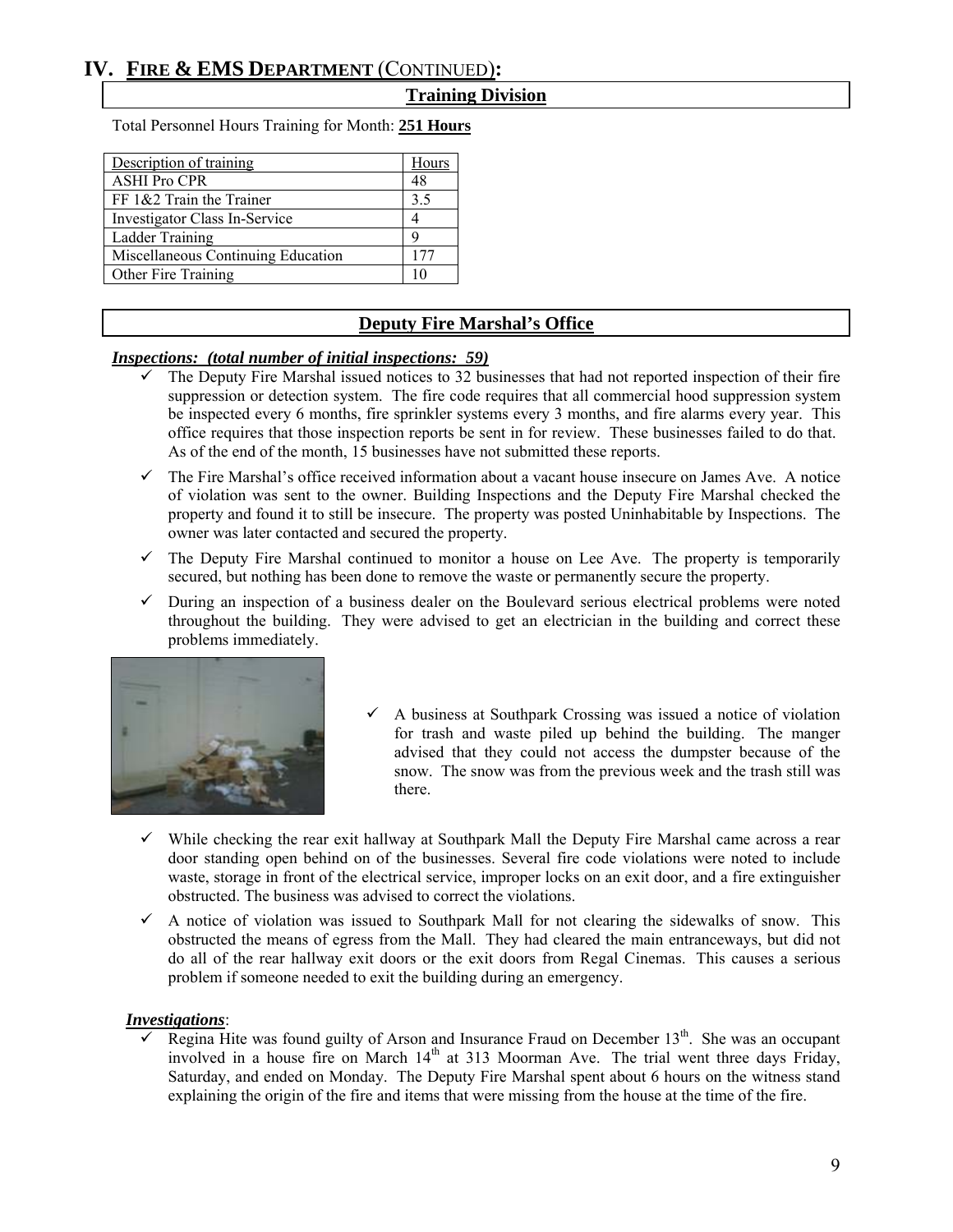# IV. FIRE & EMS DEPARTMENT (CONTINUED):

## Training Division

Total Personnel Hours Training for Month: **251 Hours**

| Description of training | Hours |
|---|---|
| ASHI Pro CPR | 48 |
| FF 1&2 Train the Trainer | 3.5 |
| Investigator Class In-Service | 4 |
| Ladder Training | 9 |
| Miscellaneous Continuing Education | 177 |
| Other Fire Training | 10 |

## Deputy Fire Marshal's Office

***Inspections: (total number of initial inspections: 59)***

- ✓ The Deputy Fire Marshal issued notices to 32 businesses that had not reported inspection of their fire suppression or detection system. The fire code requires that all commercial hood suppression system be inspected every 6 months, fire sprinkler systems every 3 months, and fire alarms every year. This office requires that those inspection reports be sent in for review. These businesses failed to do that. As of the end of the month, 15 businesses have not submitted these reports.
- ✓ The Fire Marshal's office received information about a vacant house insecure on James Ave. A notice of violation was sent to the owner. Building Inspections and the Deputy Fire Marshal checked the property and found it to still be insecure. The property was posted Uninhabitable by Inspections. The owner was later contacted and secured the property.
- ✓ The Deputy Fire Marshal continued to monitor a house on Lee Ave. The property is temporarily secured, but nothing has been done to remove the waste or permanently secure the property.
- ✓ During an inspection of a business dealer on the Boulevard serious electrical problems were noted throughout the building. They were advised to get an electrician in the building and correct these problems immediately.
- ✓ A business at Southpark Crossing was issued a notice of violation for trash and waste piled up behind the building. The manger advised that they could not access the dumpster because of the snow. The snow was from the previous week and the trash still was there.
- ✓ While checking the rear exit hallway at Southpark Mall the Deputy Fire Marshal came across a rear door standing open behind on of the businesses. Several fire code violations were noted to include waste, storage in front of the electrical service, improper locks on an exit door, and a fire extinguisher obstructed. The business was advised to correct the violations.
- ✓ A notice of violation was issued to Southpark Mall for not clearing the sidewalks of snow. This obstructed the means of egress from the Mall. They had cleared the main entranceways, but did not do all of the rear hallway exit doors or the exit doors from Regal Cinemas. This causes a serious problem if someone needed to exit the building during an emergency.

***Investigations***:

- ✓ Regina Hite was found guilty of Arson and Insurance Fraud on December 13th. She was an occupant involved in a house fire on March 14th at 313 Moorman Ave. The trial went three days Friday, Saturday, and ended on Monday. The Deputy Fire Marshal spent about 6 hours on the witness stand explaining the origin of the fire and items that were missing from the house at the time of the fire.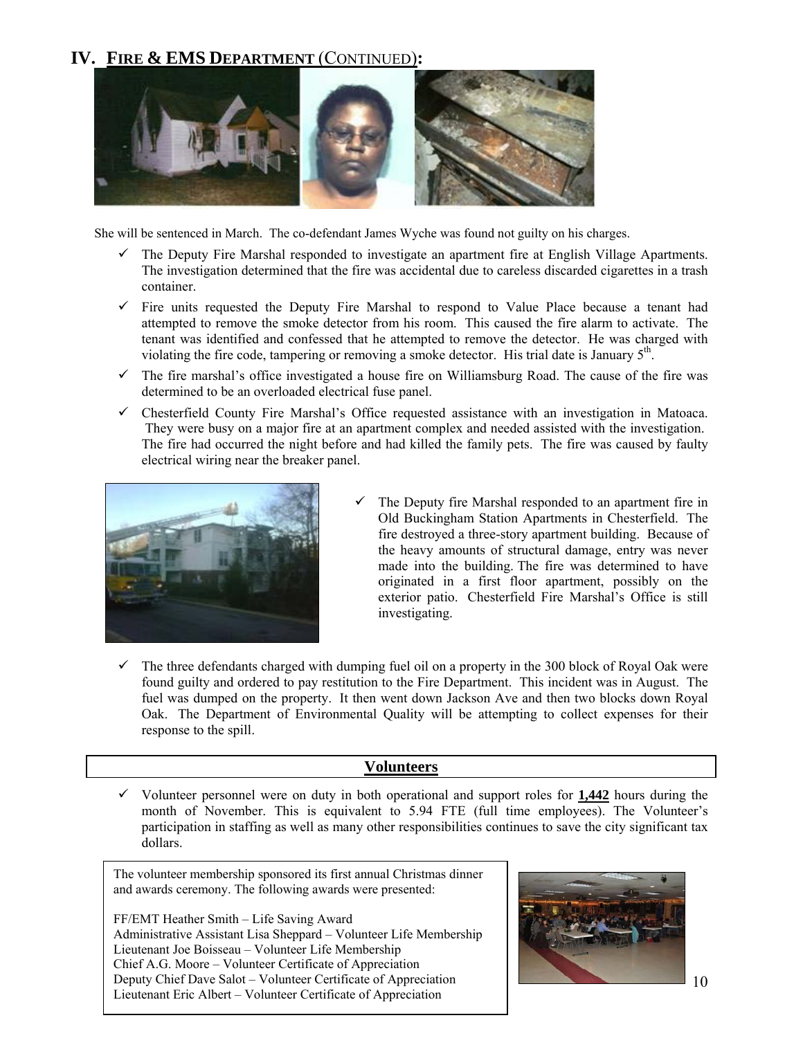# IV. FIRE & EMS DEPARTMENT (CONTINUED):

She will be sentenced in March. The co-defendant James Wyche was found not guilty on his charges.

- ✓ The Deputy Fire Marshal responded to investigate an apartment fire at English Village Apartments. The investigation determined that the fire was accidental due to careless discarded cigarettes in a trash container.
- ✓ Fire units requested the Deputy Fire Marshal to respond to Value Place because a tenant had attempted to remove the smoke detector from his room. This caused the fire alarm to activate. The tenant was identified and confessed that he attempted to remove the detector. He was charged with violating the fire code, tampering or removing a smoke detector. His trial date is January 5th.
- ✓ The fire marshal's office investigated a house fire on Williamsburg Road. The cause of the fire was determined to be an overloaded electrical fuse panel.
- ✓ Chesterfield County Fire Marshal's Office requested assistance with an investigation in Matoaca. They were busy on a major fire at an apartment complex and needed assisted with the investigation. The fire had occurred the night before and had killed the family pets. The fire was caused by faulty electrical wiring near the breaker panel.
- ✓ The Deputy fire Marshal responded to an apartment fire in Old Buckingham Station Apartments in Chesterfield. The fire destroyed a three-story apartment building. Because of the heavy amounts of structural damage, entry was never made into the building. The fire was determined to have originated in a first floor apartment, possibly on the exterior patio. Chesterfield Fire Marshal's Office is still investigating.
- ✓ The three defendants charged with dumping fuel oil on a property in the 300 block of Royal Oak were found guilty and ordered to pay restitution to the Fire Department. This incident was in August. The fuel was dumped on the property. It then went down Jackson Ave and then two blocks down Royal Oak. The Department of Environmental Quality will be attempting to collect expenses for their response to the spill.

## Volunteers

- ✓ Volunteer personnel were on duty in both operational and support roles for **1,442** hours during the month of November. This is equivalent to 5.94 FTE (full time employees). The Volunteer's participation in staffing as well as many other responsibilities continues to save the city significant tax dollars.

The volunteer membership sponsored its first annual Christmas dinner and awards ceremony. The following awards were presented:

FF/EMT Heather Smith – Life Saving Award
Administrative Assistant Lisa Sheppard – Volunteer Life Membership
Lieutenant Joe Boisseau – Volunteer Life Membership
Chief A.G. Moore – Volunteer Certificate of Appreciation
Deputy Chief Dave Salot – Volunteer Certificate of Appreciation
Lieutenant Eric Albert – Volunteer Certificate of Appreciation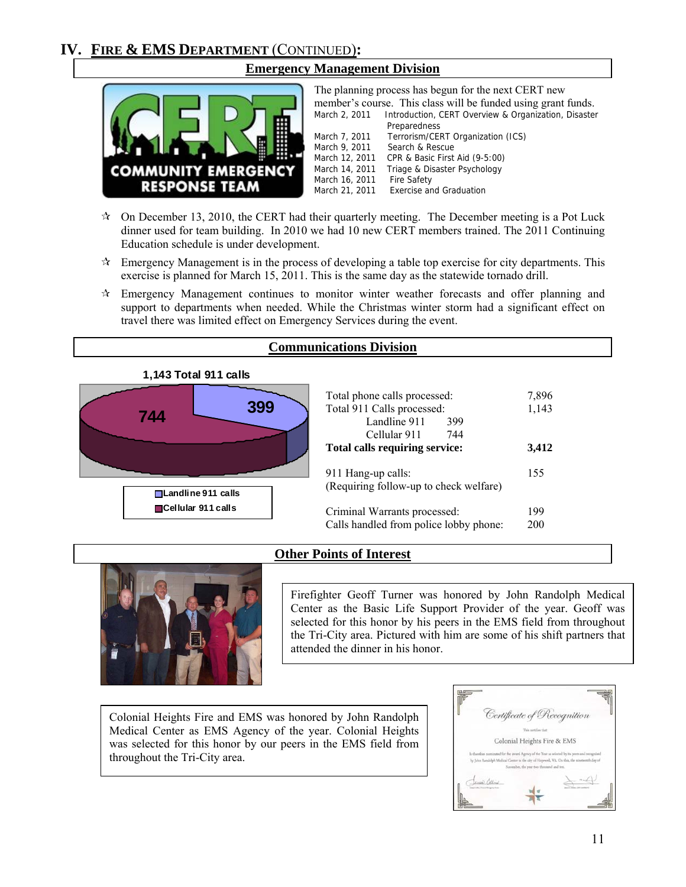## IV. FIRE & EMS DEPARTMENT (CONTINUED):

### Emergency Management Division

The planning process has begun for the next CERT new member's course. This class will be funded using grant funds.

| | |
|---|---|
| March 2, 2011 | Introduction, CERT Overview & Organization, Disaster Preparedness |
| March 7, 2011 | Terrorism/CERT Organization (ICS) |
| March 9, 2011 | Search & Rescue |
| March 12, 2011 | CPR & Basic First Aid (9-5:00) |
| March 14, 2011 | Triage & Disaster Psychology |
| March 16, 2011 | Fire Safety |
| March 21, 2011 | Exercise and Graduation |

- On December 13, 2010, the CERT had their quarterly meeting. The December meeting is a Pot Luck dinner used for team building. In 2010 we had 10 new CERT members trained. The 2011 Continuing Education schedule is under development.
- Emergency Management is in the process of developing a table top exercise for city departments. This exercise is planned for March 15, 2011. This is the same day as the statewide tornado drill.
- Emergency Management continues to monitor winter weather forecasts and offer planning and support to departments when needed. While the Christmas winter storm had a significant effect on travel there was limited effect on Emergency Services during the event.

### Communications Division

**1,143 Total 911 calls**

- Landline 911 calls: 399
- Cellular 911 calls: 744

| | |
|---|---|
| Total phone calls processed: | 7,896 |
| Total 911 Calls processed: | 1,143 |
| Landline 911 399 | |
| Cellular 911 744 | |
| **Total calls requiring service:** | **3,412** |
| 911 Hang-up calls: (Requiring follow-up to check welfare) | 155 |
| Criminal Warrants processed: | 199 |
| Calls handled from police lobby phone: | 200 |

### Other Points of Interest

Firefighter Geoff Turner was honored by John Randolph Medical Center as the Basic Life Support Provider of the year. Geoff was selected for this honor by his peers in the EMS field from throughout the Tri-City area. Pictured with him are some of his shift partners that attended the dinner in his honor.

Colonial Heights Fire and EMS was honored by John Randolph Medical Center as EMS Agency of the year. Colonial Heights was selected for this honor by our peers in the EMS field from throughout the Tri-City area.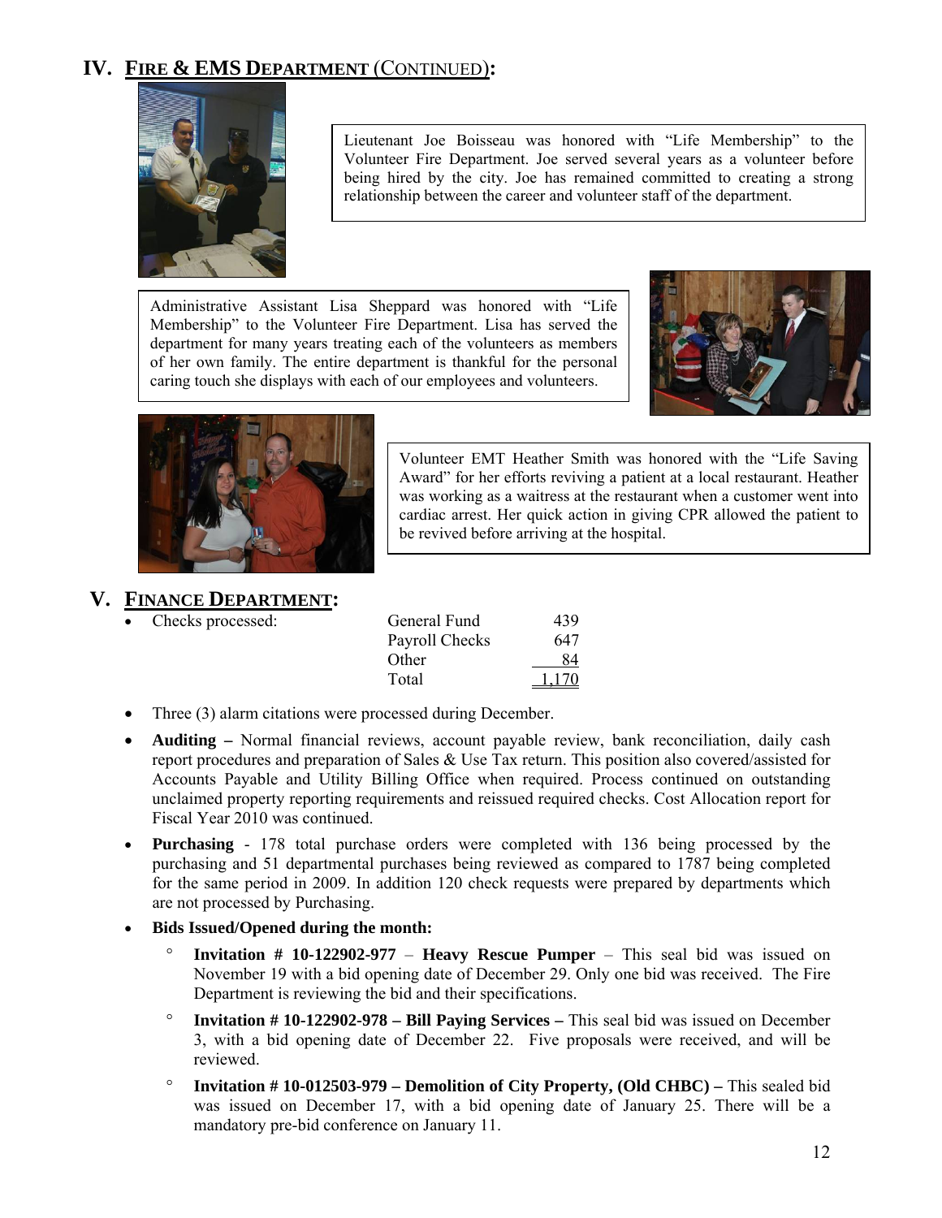## IV. FIRE & EMS DEPARTMENT (CONTINUED):

Lieutenant Joe Boisseau was honored with "Life Membership" to the Volunteer Fire Department. Joe served several years as a volunteer before being hired by the city. Joe has remained committed to creating a strong relationship between the career and volunteer staff of the department.

Administrative Assistant Lisa Sheppard was honored with "Life Membership" to the Volunteer Fire Department. Lisa has served the department for many years treating each of the volunteers as members of her own family. The entire department is thankful for the personal caring touch she displays with each of our employees and volunteers.

Volunteer EMT Heather Smith was honored with the "Life Saving Award" for her efforts reviving a patient at a local restaurant. Heather was working as a waitress at the restaurant when a customer went into cardiac arrest. Her quick action in giving CPR allowed the patient to be revived before arriving at the hospital.

## V. FINANCE DEPARTMENT:

- Checks processed:

| | |
|---|---|
| General Fund | 439 |
| Payroll Checks | 647 |
| Other | 84 |
| Total | 1,170 |

- Three (3) alarm citations were processed during December.
- **Auditing –** Normal financial reviews, account payable review, bank reconciliation, daily cash report procedures and preparation of Sales & Use Tax return. This position also covered/assisted for Accounts Payable and Utility Billing Office when required. Process continued on outstanding unclaimed property reporting requirements and reissued required checks. Cost Allocation report for Fiscal Year 2010 was continued.
- **Purchasing** - 178 total purchase orders were completed with 136 being processed by the purchasing and 51 departmental purchases being reviewed as compared to 1787 being completed for the same period in 2009. In addition 120 check requests were prepared by departments which are not processed by Purchasing.
- **Bids Issued/Opened during the month:**
  - **Invitation # 10-122902-977** – **Heavy Rescue Pumper** – This seal bid was issued on November 19 with a bid opening date of December 29. Only one bid was received. The Fire Department is reviewing the bid and their specifications.
  - **Invitation # 10-122902-978 – Bill Paying Services –** This seal bid was issued on December 3, with a bid opening date of December 22. Five proposals were received, and will be reviewed.
  - **Invitation # 10-012503-979 – Demolition of City Property, (Old CHBC) –** This sealed bid was issued on December 17, with a bid opening date of January 25. There will be a mandatory pre-bid conference on January 11.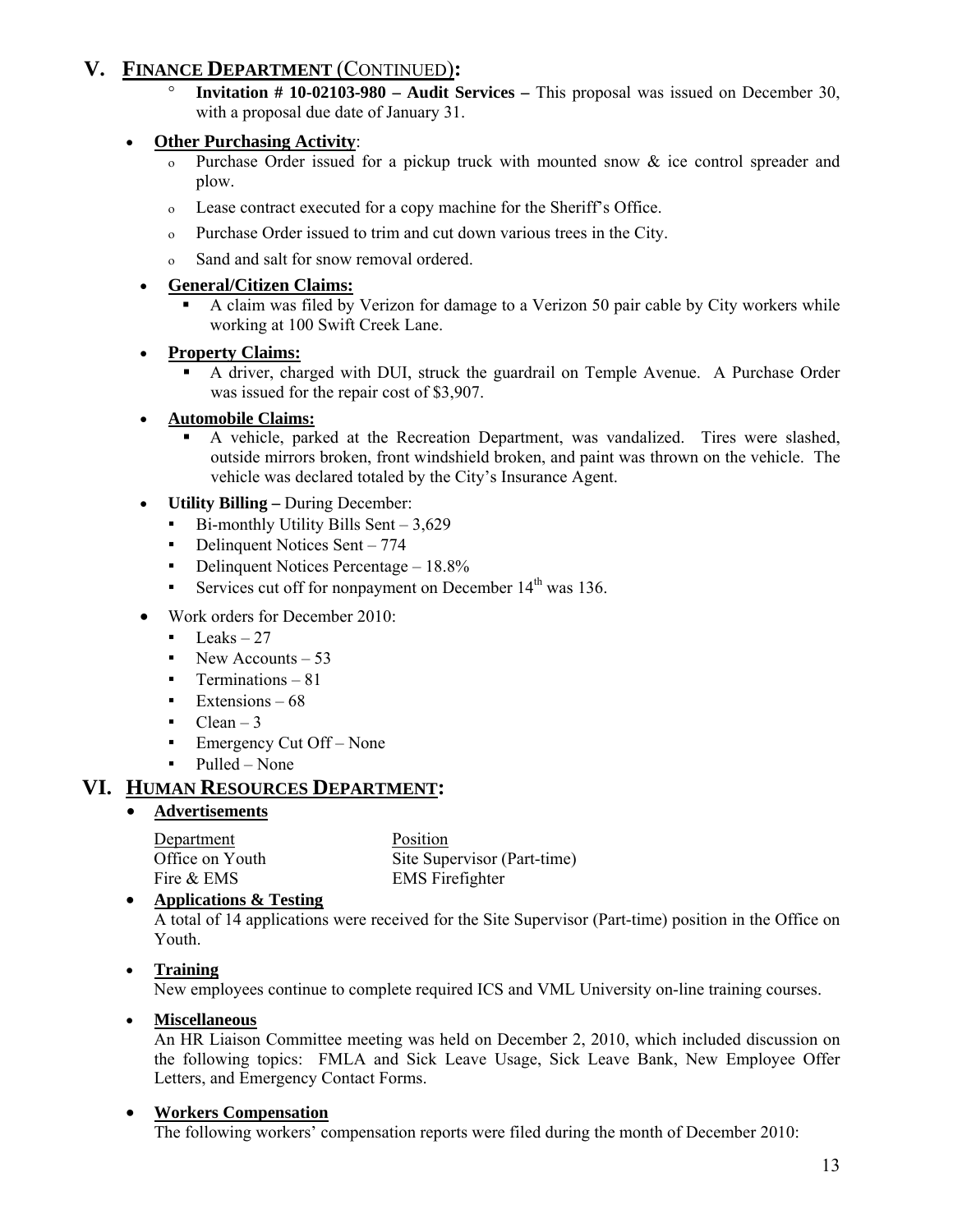## V. FINANCE DEPARTMENT (CONTINUED):

- **Invitation # 10-02103-980 – Audit Services –** This proposal was issued on December 30, with a proposal due date of January 31.

- **Other Purchasing Activity**:
  - Purchase Order issued for a pickup truck with mounted snow & ice control spreader and plow.
  - Lease contract executed for a copy machine for the Sheriff's Office.
  - Purchase Order issued to trim and cut down various trees in the City.
  - Sand and salt for snow removal ordered.

- **General/Citizen Claims:**
  - A claim was filed by Verizon for damage to a Verizon 50 pair cable by City workers while working at 100 Swift Creek Lane.

- **Property Claims:**
  - A driver, charged with DUI, struck the guardrail on Temple Avenue. A Purchase Order was issued for the repair cost of $3,907.

- **Automobile Claims:**
  - A vehicle, parked at the Recreation Department, was vandalized. Tires were slashed, outside mirrors broken, front windshield broken, and paint was thrown on the vehicle. The vehicle was declared totaled by the City's Insurance Agent.

- **Utility Billing –** During December:
  - Bi-monthly Utility Bills Sent – 3,629
  - Delinquent Notices Sent – 774
  - Delinquent Notices Percentage – 18.8%
  - Services cut off for nonpayment on December 14th was 136.

- Work orders for December 2010:
  - Leaks – 27
  - New Accounts – 53
  - Terminations – 81
  - Extensions – 68
  - Clean – 3
  - Emergency Cut Off – None
  - Pulled – None

## VI. HUMAN RESOURCES DEPARTMENT:

- **Advertisements**

| Department | Position |
|---|---|
| Office on Youth | Site Supervisor (Part-time) |
| Fire & EMS | EMS Firefighter |

- **Applications & Testing**

  A total of 14 applications were received for the Site Supervisor (Part-time) position in the Office on Youth.

- **Training**

  New employees continue to complete required ICS and VML University on-line training courses.

- **Miscellaneous**

  An HR Liaison Committee meeting was held on December 2, 2010, which included discussion on the following topics: FMLA and Sick Leave Usage, Sick Leave Bank, New Employee Offer Letters, and Emergency Contact Forms.

- **Workers Compensation**

  The following workers' compensation reports were filed during the month of December 2010: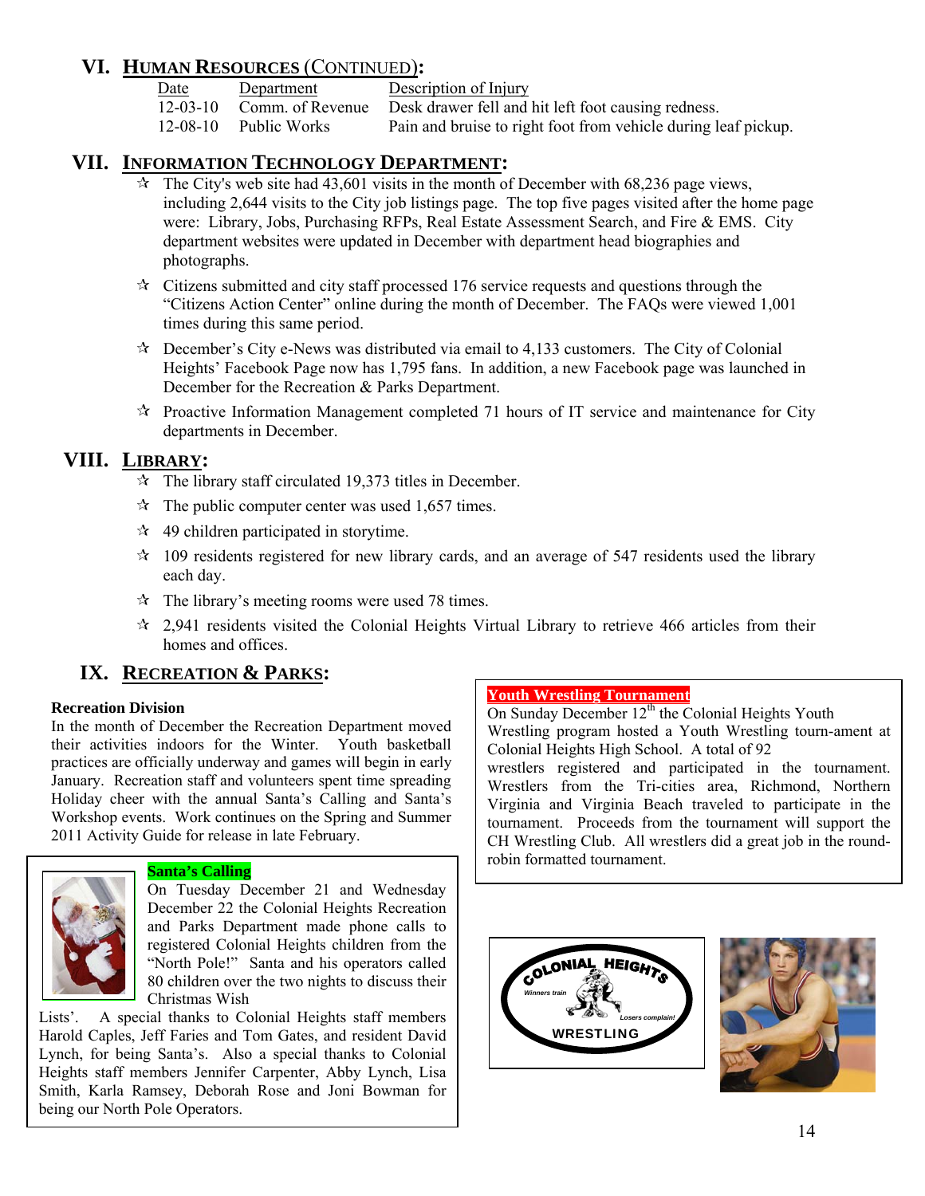## VI. HUMAN RESOURCES (CONTINUED):

| Date | Department | Description of Injury |
|---|---|---|
| 12-03-10 | Comm. of Revenue | Desk drawer fell and hit left foot causing redness. |
| 12-08-10 | Public Works | Pain and bruise to right foot from vehicle during leaf pickup. |

## VII. INFORMATION TECHNOLOGY DEPARTMENT:

- The City's web site had 43,601 visits in the month of December with 68,236 page views, including 2,644 visits to the City job listings page. The top five pages visited after the home page were: Library, Jobs, Purchasing RFPs, Real Estate Assessment Search, and Fire & EMS. City department websites were updated in December with department head biographies and photographs.
- Citizens submitted and city staff processed 176 service requests and questions through the "Citizens Action Center" online during the month of December. The FAQs were viewed 1,001 times during this same period.
- December's City e-News was distributed via email to 4,133 customers. The City of Colonial Heights' Facebook Page now has 1,795 fans. In addition, a new Facebook page was launched in December for the Recreation & Parks Department.
- Proactive Information Management completed 71 hours of IT service and maintenance for City departments in December.

## VIII. LIBRARY:

- The library staff circulated 19,373 titles in December.
- The public computer center was used 1,657 times.
- 49 children participated in storytime.
- 109 residents registered for new library cards, and an average of 547 residents used the library each day.
- The library's meeting rooms were used 78 times.
- 2,941 residents visited the Colonial Heights Virtual Library to retrieve 466 articles from their homes and offices.

## IX. RECREATION & PARKS:

**Recreation Division**

In the month of December the Recreation Department moved their activities indoors for the Winter. Youth basketball practices are officially underway and games will begin in early January. Recreation staff and volunteers spent time spreading Holiday cheer with the annual Santa's Calling and Santa's Workshop events. Work continues on the Spring and Summer 2011 Activity Guide for release in late February.

**Santa's Calling**

On Tuesday December 21 and Wednesday December 22 the Colonial Heights Recreation and Parks Department made phone calls to registered Colonial Heights children from the "North Pole!" Santa and his operators called 80 children over the two nights to discuss their Christmas Wish Lists'. A special thanks to Colonial Heights staff members Harold Caples, Jeff Faries and Tom Gates, and resident David Lynch, for being Santa's. Also a special thanks to Colonial Heights staff members Jennifer Carpenter, Abby Lynch, Lisa Smith, Karla Ramsey, Deborah Rose and Joni Bowman for being our North Pole Operators.

**Youth Wrestling Tournament**

On Sunday December 12th the Colonial Heights Youth Wrestling program hosted a Youth Wrestling tourn-ament at Colonial Heights High School. A total of 92 wrestlers registered and participated in the tournament. Wrestlers from the Tri-cities area, Richmond, Northern Virginia and Virginia Beach traveled to participate in the tournament. Proceeds from the tournament will support the CH Wrestling Club. All wrestlers did a great job in the round-robin formatted tournament.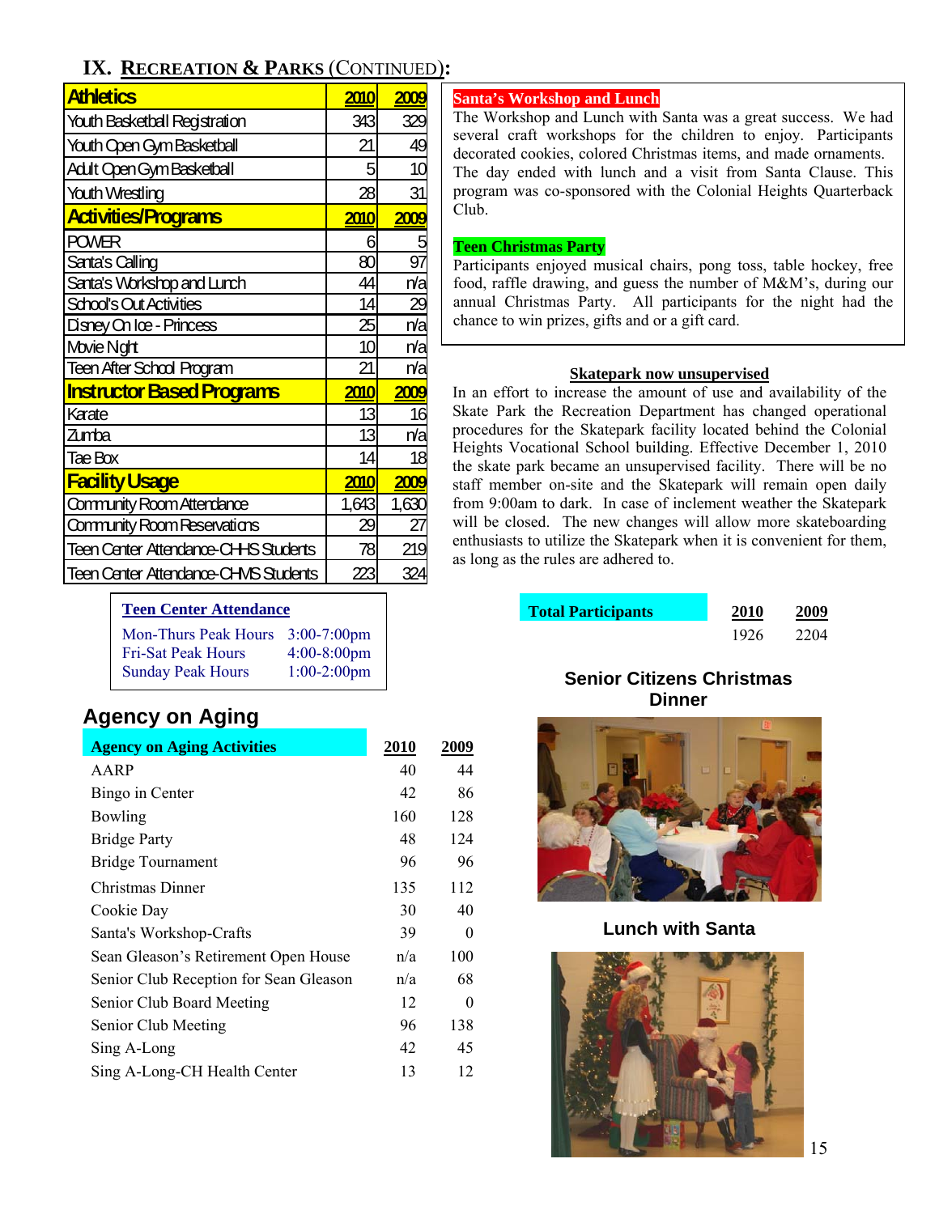## IX. Recreation & Parks (Continued):

| Athletics | 2010 | 2009 |
|---|---|---|
| Youth Basketball Registration | 343 | 329 |
| Youth Open Gym Basketball | 21 | 49 |
| Adult Open Gym Basketball | 5 | 10 |
| Youth Wrestling | 28 | 31 |
| **Activities/Programs** | **2010** | **2009** |
| POWER | 6 | 5 |
| Santa's Calling | 80 | 97 |
| Santa's Workshop and Lunch | 44 | n/a |
| School's Out Activities | 14 | 29 |
| Disney On Ice - Princess | 25 | n/a |
| Movie Night | 10 | n/a |
| Teen After School Program | 21 | n/a |
| **Instructor Based Programs** | **2010** | **2009** |
| Karate | 13 | 16 |
| Zumba | 13 | n/a |
| Tae Box | 14 | 18 |
| **Facility Usage** | **2010** | **2009** |
| Community Room Attendance | 1,643 | 1,630 |
| Community Room Reservations | 29 | 27 |
| Teen Center Attendance-CHHS Students | 78 | 219 |
| Teen Center Attendance-CHMS Students | 223 | 324 |

**Teen Center Attendance**

| | |
|---|---|
| Mon-Thurs Peak Hours | 3:00-7:00pm |
| Fri-Sat Peak Hours | 4:00-8:00pm |
| Sunday Peak Hours | 1:00-2:00pm |

**Santa's Workshop and Lunch**

The Workshop and Lunch with Santa was a great success. We had several craft workshops for the children to enjoy. Participants decorated cookies, colored Christmas items, and made ornaments. The day ended with lunch and a visit from Santa Clause. This program was co-sponsored with the Colonial Heights Quarterback Club.

**Teen Christmas Party**

Participants enjoyed musical chairs, pong toss, table hockey, free food, raffle drawing, and guess the number of M&M's, during our annual Christmas Party. All participants for the night had the chance to win prizes, gifts and or a gift card.

**Skatepark now unsupervised**

In an effort to increase the amount of use and availability of the Skate Park the Recreation Department has changed operational procedures for the Skatepark facility located behind the Colonial Heights Vocational School building. Effective December 1, 2010 the skate park became an unsupervised facility. There will be no staff member on-site and the Skatepark will remain open daily from 9:00am to dark. In case of inclement weather the Skatepark will be closed. The new changes will allow more skateboarding enthusiasts to utilize the Skatepark when it is convenient for them, as long as the rules are adhered to.

| Total Participants | 2010 | 2009 |
|---|---|---|
| | 1926 | 2204 |

## Agency on Aging

| Agency on Aging Activities | 2010 | 2009 |
|---|---|---|
| AARP | 40 | 44 |
| Bingo in Center | 42 | 86 |
| Bowling | 160 | 128 |
| Bridge Party | 48 | 124 |
| Bridge Tournament | 96 | 96 |
| Christmas Dinner | 135 | 112 |
| Cookie Day | 30 | 40 |
| Santa's Workshop-Crafts | 39 | 0 |
| Sean Gleason's Retirement Open House | n/a | 100 |
| Senior Club Reception for Sean Gleason | n/a | 68 |
| Senior Club Board Meeting | 12 | 0 |
| Senior Club Meeting | 96 | 138 |
| Sing A-Long | 42 | 45 |
| Sing A-Long-CH Health Center | 13 | 12 |

**Senior Citizens Christmas Dinner**

**Lunch with Santa**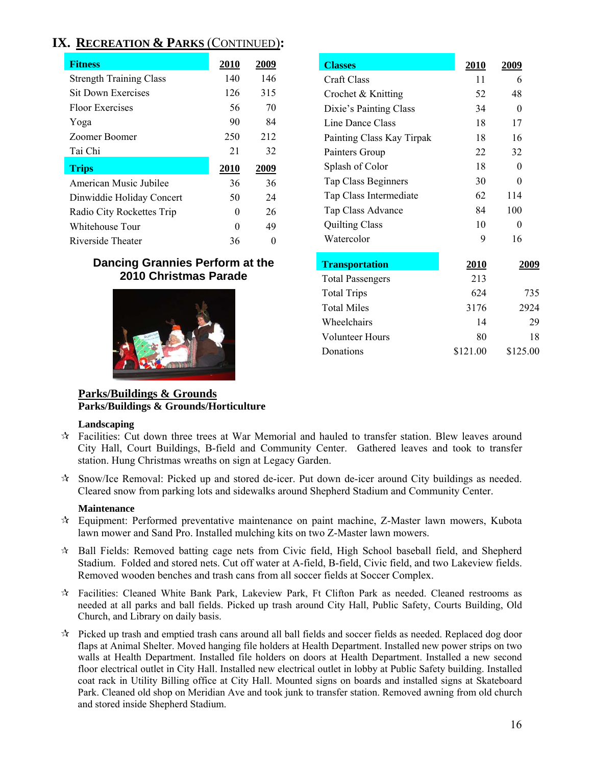## IX. RECREATION & PARKS (CONTINUED):

| Fitness | 2010 | 2009 |
|---|---|---|
| Strength Training Class | 140 | 146 |
| Sit Down Exercises | 126 | 315 |
| Floor Exercises | 56 | 70 |
| Yoga | 90 | 84 |
| Zoomer Boomer | 250 | 212 |
| Tai Chi | 21 | 32 |

| Trips | 2010 | 2009 |
|---|---|---|
| American Music Jubilee | 36 | 36 |
| Dinwiddie Holiday Concert | 50 | 24 |
| Radio City Rockettes Trip | 0 | 26 |
| Whitehouse Tour | 0 | 49 |
| Riverside Theater | 36 | 0 |

**Dancing Grannies Perform at the 2010 Christmas Parade**

| Classes | 2010 | 2009 |
|---|---|---|
| Craft Class | 11 | 6 |
| Crochet & Knitting | 52 | 48 |
| Dixie's Painting Class | 34 | 0 |
| Line Dance Class | 18 | 17 |
| Painting Class Kay Tirpak | 18 | 16 |
| Painters Group | 22 | 32 |
| Splash of Color | 18 | 0 |
| Tap Class Beginners | 30 | 0 |
| Tap Class Intermediate | 62 | 114 |
| Tap Class Advance | 84 | 100 |
| Quilting Class | 10 | 0 |
| Watercolor | 9 | 16 |

| Transportation | 2010 | 2009 |
|---|---|---|
| Total Passengers | 213 | |
| Total Trips | 624 | 735 |
| Total Miles | 3176 | 2924 |
| Wheelchairs | 14 | 29 |
| Volunteer Hours | 80 | 18 |
| Donations | $121.00 | $125.00 |

### Parks/Buildings & Grounds

**Parks/Buildings & Grounds/Horticulture**

**Landscaping**

- Facilities: Cut down three trees at War Memorial and hauled to transfer station. Blew leaves around City Hall, Court Buildings, B-field and Community Center. Gathered leaves and took to transfer station. Hung Christmas wreaths on sign at Legacy Garden.
- Snow/Ice Removal: Picked up and stored de-icer. Put down de-icer around City buildings as needed. Cleared snow from parking lots and sidewalks around Shepherd Stadium and Community Center.

**Maintenance**

- Equipment: Performed preventative maintenance on paint machine, Z-Master lawn mowers, Kubota lawn mower and Sand Pro. Installed mulching kits on two Z-Master lawn mowers.
- Ball Fields: Removed batting cage nets from Civic field, High School baseball field, and Shepherd Stadium. Folded and stored nets. Cut off water at A-field, B-field, Civic field, and two Lakeview fields. Removed wooden benches and trash cans from all soccer fields at Soccer Complex.
- Facilities: Cleaned White Bank Park, Lakeview Park, Ft Clifton Park as needed. Cleaned restrooms as needed at all parks and ball fields. Picked up trash around City Hall, Public Safety, Courts Building, Old Church, and Library on daily basis.
- Picked up trash and emptied trash cans around all ball fields and soccer fields as needed. Replaced dog door flaps at Animal Shelter. Moved hanging file holders at Health Department. Installed new power strips on two walls at Health Department. Installed file holders on doors at Health Department. Installed a new second floor electrical outlet in City Hall. Installed new electrical outlet in lobby at Public Safety building. Installed coat rack in Utility Billing office at City Hall. Mounted signs on boards and installed signs at Skateboard Park. Cleaned old shop on Meridian Ave and took junk to transfer station. Removed awning from old church and stored inside Shepherd Stadium.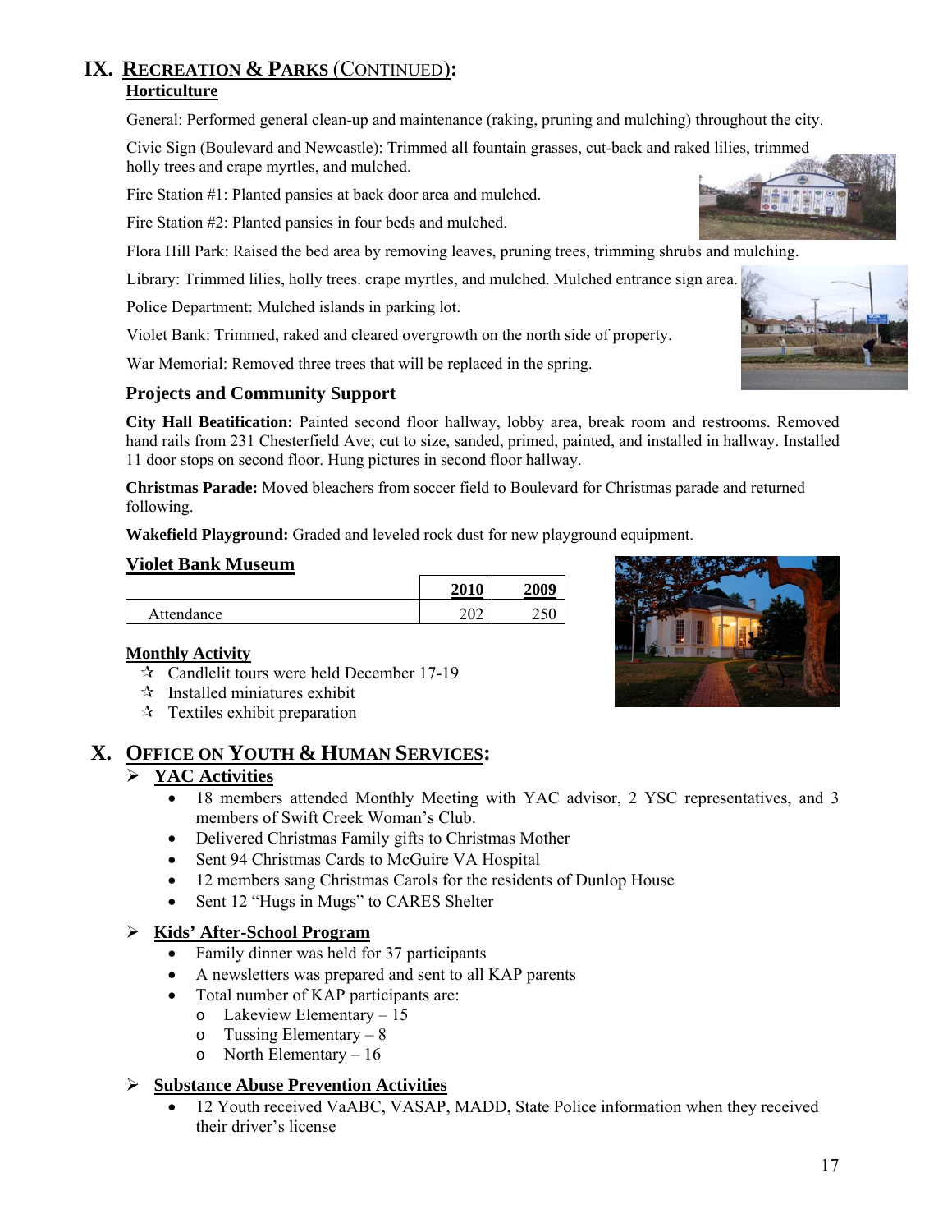## IX. Recreation & Parks (Continued):

### Horticulture

General: Performed general clean-up and maintenance (raking, pruning and mulching) throughout the city.

Civic Sign (Boulevard and Newcastle): Trimmed all fountain grasses, cut-back and raked lilies, trimmed holly trees and crape myrtles, and mulched.

Fire Station #1: Planted pansies at back door area and mulched.

Fire Station #2: Planted pansies in four beds and mulched.

Flora Hill Park: Raised the bed area by removing leaves, pruning trees, trimming shrubs and mulching.

Library: Trimmed lilies, holly trees. crape myrtles, and mulched. Mulched entrance sign area.

Police Department: Mulched islands in parking lot.

Violet Bank: Trimmed, raked and cleared overgrowth on the north side of property.

War Memorial: Removed three trees that will be replaced in the spring.

### Projects and Community Support

**City Hall Beatification:** Painted second floor hallway, lobby area, break room and restrooms. Removed hand rails from 231 Chesterfield Ave; cut to size, sanded, primed, painted, and installed in hallway. Installed 11 door stops on second floor. Hung pictures in second floor hallway.

**Christmas Parade:** Moved bleachers from soccer field to Boulevard for Christmas parade and returned following.

**Wakefield Playground:** Graded and leveled rock dust for new playground equipment.

### Violet Bank Museum

| | 2010 | 2009 |
|---|---|---|
| Attendance | 202 | 250 |

**Monthly Activity**

- ☆ Candlelit tours were held December 17-19
- ☆ Installed miniatures exhibit
- ☆ Textiles exhibit preparation

## X. Office on Youth & Human Services:

### YAC Activities

- 18 members attended Monthly Meeting with YAC advisor, 2 YSC representatives, and 3 members of Swift Creek Woman's Club.
- Delivered Christmas Family gifts to Christmas Mother
- Sent 94 Christmas Cards to McGuire VA Hospital
- 12 members sang Christmas Carols for the residents of Dunlop House
- Sent 12 "Hugs in Mugs" to CARES Shelter

### Kids' After-School Program

- Family dinner was held for 37 participants
- A newsletters was prepared and sent to all KAP parents
- Total number of KAP participants are:
  - Lakeview Elementary – 15
  - Tussing Elementary – 8
  - North Elementary – 16

### Substance Abuse Prevention Activities

- 12 Youth received VaABC, VASAP, MADD, State Police information when they received their driver's license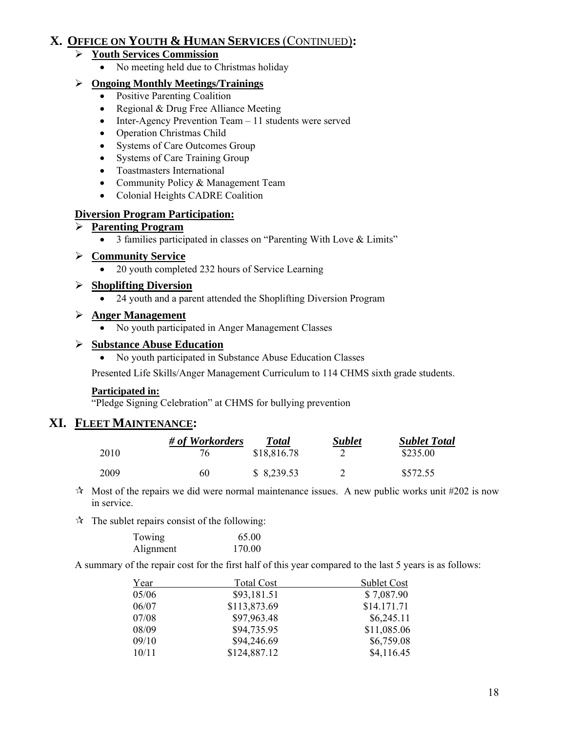## X. OFFICE ON YOUTH & HUMAN SERVICES (CONTINUED):

- **Youth Services Commission**
  - No meeting held due to Christmas holiday

- **Ongoing Monthly Meetings/Trainings**
  - Positive Parenting Coalition
  - Regional & Drug Free Alliance Meeting
  - Inter-Agency Prevention Team – 11 students were served
  - Operation Christmas Child
  - Systems of Care Outcomes Group
  - Systems of Care Training Group
  - Toastmasters International
  - Community Policy & Management Team
  - Colonial Heights CADRE Coalition

**Diversion Program Participation:**

- **Parenting Program**
  - 3 families participated in classes on "Parenting With Love & Limits"

- **Community Service**
  - 20 youth completed 232 hours of Service Learning

- **Shoplifting Diversion**
  - 24 youth and a parent attended the Shoplifting Diversion Program

- **Anger Management**
  - No youth participated in Anger Management Classes

- **Substance Abuse Education**
  - No youth participated in Substance Abuse Education Classes

Presented Life Skills/Anger Management Curriculum to 114 CHMS sixth grade students.

**Participated in:**
"Pledge Signing Celebration" at CHMS for bullying prevention

## XI. FLEET MAINTENANCE:

| | *# of Workorders* | *Total* | *Sublet* | *Sublet Total* |
|---|---|---|---|---|
| 2010 | 76 | $18,816.78 | 2 | $235.00 |
| 2009 | 60 | $ 8,239.53 | 2 | $572.55 |

- ☆ Most of the repairs we did were normal maintenance issues. A new public works unit #202 is now in service.
- ☆ The sublet repairs consist of the following:

| | |
|---|---|
| Towing | 65.00 |
| Alignment | 170.00 |

A summary of the repair cost for the first half of this year compared to the last 5 years is as follows:

| Year | Total Cost | Sublet Cost |
|---|---|---|
| 05/06 | $93,181.51 | $ 7,087.90 |
| 06/07 | $113,873.69 | $14.171.71 |
| 07/08 | $97,963.48 | $6,245.11 |
| 08/09 | $94,735.95 | $11,085.06 |
| 09/10 | $94,246.69 | $6,759.08 |
| 10/11 | $124,887.12 | $4,116.45 |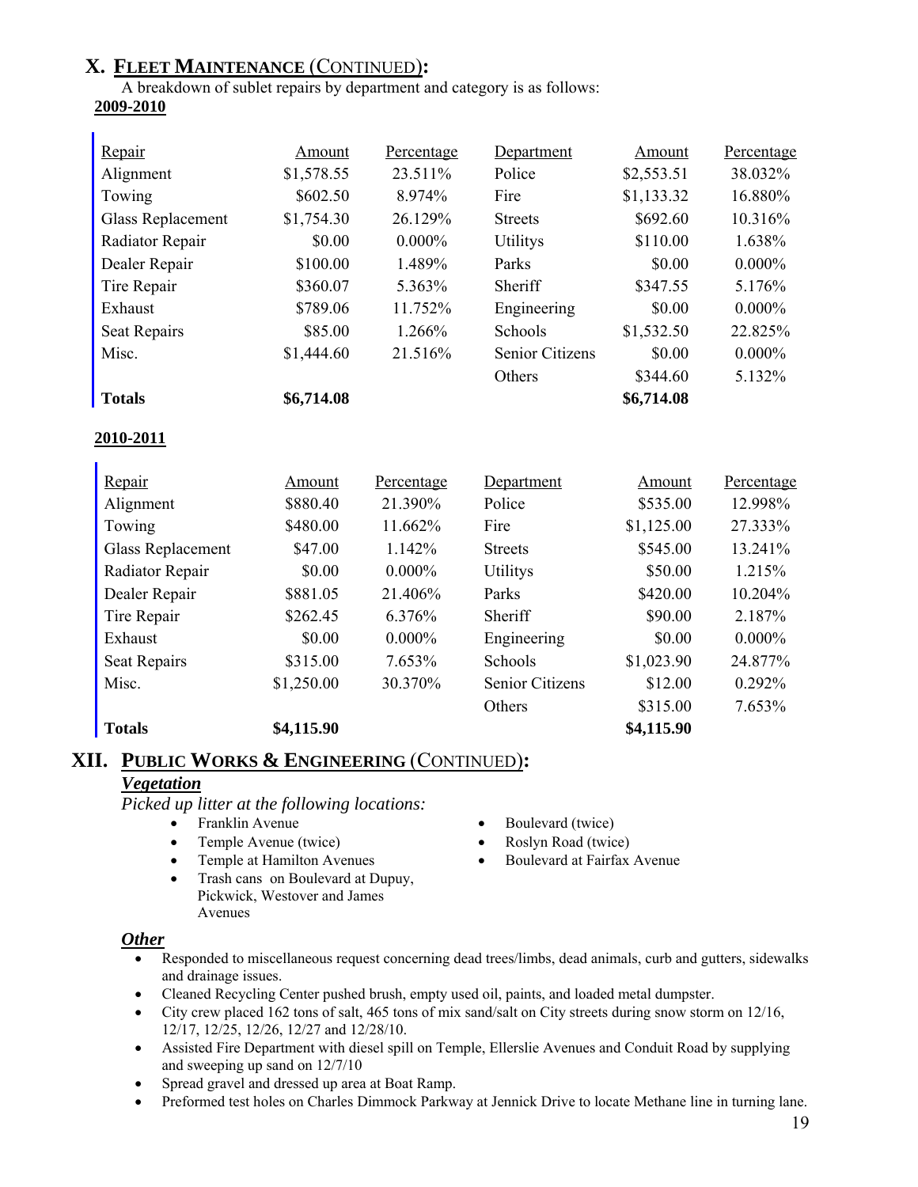## X. FLEET MAINTENANCE (CONTINUED):

A breakdown of sublet repairs by department and category is as follows:

**2009-2010**

| Repair | Amount | Percentage | Department | Amount | Percentage |
|---|---|---|---|---|---|
| Alignment | $1,578.55 | 23.511% | Police | $2,553.51 | 38.032% |
| Towing | $602.50 | 8.974% | Fire | $1,133.32 | 16.880% |
| Glass Replacement | $1,754.30 | 26.129% | Streets | $692.60 | 10.316% |
| Radiator Repair | $0.00 | 0.000% | Utilitys | $110.00 | 1.638% |
| Dealer Repair | $100.00 | 1.489% | Parks | $0.00 | 0.000% |
| Tire Repair | $360.07 | 5.363% | Sheriff | $347.55 | 5.176% |
| Exhaust | $789.06 | 11.752% | Engineering | $0.00 | 0.000% |
| Seat Repairs | $85.00 | 1.266% | Schools | $1,532.50 | 22.825% |
| Misc. | $1,444.60 | 21.516% | Senior Citizens | $0.00 | 0.000% |
| | | | Others | $344.60 | 5.132% |
| **Totals** | **$6,714.08** | | | **$6,714.08** | |

**2010-2011**

| Repair | Amount | Percentage | Department | Amount | Percentage |
|---|---|---|---|---|---|
| Alignment | $880.40 | 21.390% | Police | $535.00 | 12.998% |
| Towing | $480.00 | 11.662% | Fire | $1,125.00 | 27.333% |
| Glass Replacement | $47.00 | 1.142% | Streets | $545.00 | 13.241% |
| Radiator Repair | $0.00 | 0.000% | Utilitys | $50.00 | 1.215% |
| Dealer Repair | $881.05 | 21.406% | Parks | $420.00 | 10.204% |
| Tire Repair | $262.45 | 6.376% | Sheriff | $90.00 | 2.187% |
| Exhaust | $0.00 | 0.000% | Engineering | $0.00 | 0.000% |
| Seat Repairs | $315.00 | 7.653% | Schools | $1,023.90 | 24.877% |
| Misc. | $1,250.00 | 30.370% | Senior Citizens | $12.00 | 0.292% |
| | | | Others | $315.00 | 7.653% |
| **Totals** | **$4,115.90** | | | **$4,115.90** | |

## XII. PUBLIC WORKS & ENGINEERING (CONTINUED):

### *Vegetation*

*Picked up litter at the following locations:*

- Franklin Avenue
- Temple Avenue (twice)
- Temple at Hamilton Avenues
- Trash cans on Boulevard at Dupuy, Pickwick, Westover and James Avenues
- Boulevard (twice)
- Roslyn Road (twice)
- Boulevard at Fairfax Avenue

### *Other*

- Responded to miscellaneous request concerning dead trees/limbs, dead animals, curb and gutters, sidewalks and drainage issues.
- Cleaned Recycling Center pushed brush, empty used oil, paints, and loaded metal dumpster.
- City crew placed 162 tons of salt, 465 tons of mix sand/salt on City streets during snow storm on 12/16, 12/17, 12/25, 12/26, 12/27 and 12/28/10.
- Assisted Fire Department with diesel spill on Temple, Ellerslie Avenues and Conduit Road by supplying and sweeping up sand on 12/7/10
- Spread gravel and dressed up area at Boat Ramp.
- Preformed test holes on Charles Dimmock Parkway at Jennick Drive to locate Methane line in turning lane.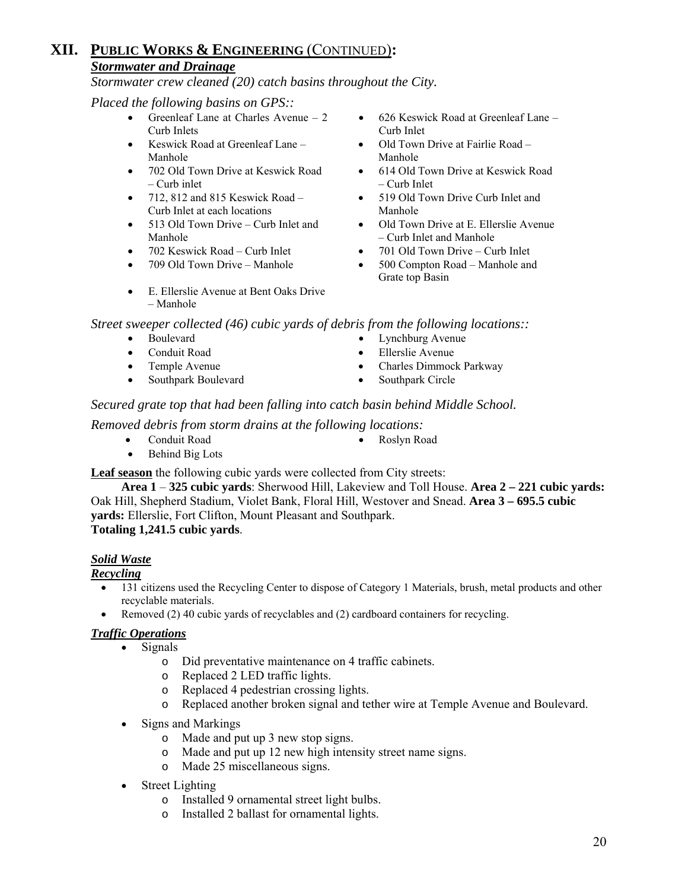## XII. PUBLIC WORKS & ENGINEERING (CONTINUED):

### *Stormwater and Drainage*

*Stormwater crew cleaned (20) catch basins throughout the City.*

*Placed the following basins on GPS::*

- Greenleaf Lane at Charles Avenue – 2 Curb Inlets
- Keswick Road at Greenleaf Lane – Manhole
- 702 Old Town Drive at Keswick Road – Curb inlet
- 712, 812 and 815 Keswick Road – Curb Inlet at each locations
- 513 Old Town Drive – Curb Inlet and Manhole
- 702 Keswick Road – Curb Inlet
- 709 Old Town Drive – Manhole
- E. Ellerslie Avenue at Bent Oaks Drive – Manhole
- 626 Keswick Road at Greenleaf Lane – Curb Inlet
- Old Town Drive at Fairlie Road – Manhole
- 614 Old Town Drive at Keswick Road – Curb Inlet
- 519 Old Town Drive Curb Inlet and Manhole
- Old Town Drive at E. Ellerslie Avenue – Curb Inlet and Manhole
- 701 Old Town Drive – Curb Inlet
- 500 Compton Road – Manhole and Grate top Basin

*Street sweeper collected (46) cubic yards of debris from the following locations::*

- Boulevard
- Conduit Road
- Temple Avenue
- Southpark Boulevard
- Lynchburg Avenue
- Ellerslie Avenue
- Charles Dimmock Parkway
- Southpark Circle

*Secured grate top that had been falling into catch basin behind Middle School.*

*Removed debris from storm drains at the following locations:*

- Conduit Road
- Behind Big Lots
- Roslyn Road

**Leaf season** the following cubic yards were collected from City streets:

**Area 1** – **325 cubic yards**: Sherwood Hill, Lakeview and Toll House. **Area 2 – 221 cubic yards:** Oak Hill, Shepherd Stadium, Violet Bank, Floral Hill, Westover and Snead. **Area 3 – 695.5 cubic yards:** Ellerslie, Fort Clifton, Mount Pleasant and Southpark.
**Totaling 1,241.5 cubic yards**.

### *Solid Waste*

### *Recycling*

- 131 citizens used the Recycling Center to dispose of Category 1 Materials, brush, metal products and other recyclable materials.
- Removed (2) 40 cubic yards of recyclables and (2) cardboard containers for recycling.

### *Traffic Operations*

- Signals
  - Did preventative maintenance on 4 traffic cabinets.
  - Replaced 2 LED traffic lights.
  - Replaced 4 pedestrian crossing lights.
  - Replaced another broken signal and tether wire at Temple Avenue and Boulevard.
- Signs and Markings
  - Made and put up 3 new stop signs.
  - Made and put up 12 new high intensity street name signs.
  - Made 25 miscellaneous signs.
- Street Lighting
  - Installed 9 ornamental street light bulbs.
  - Installed 2 ballast for ornamental lights.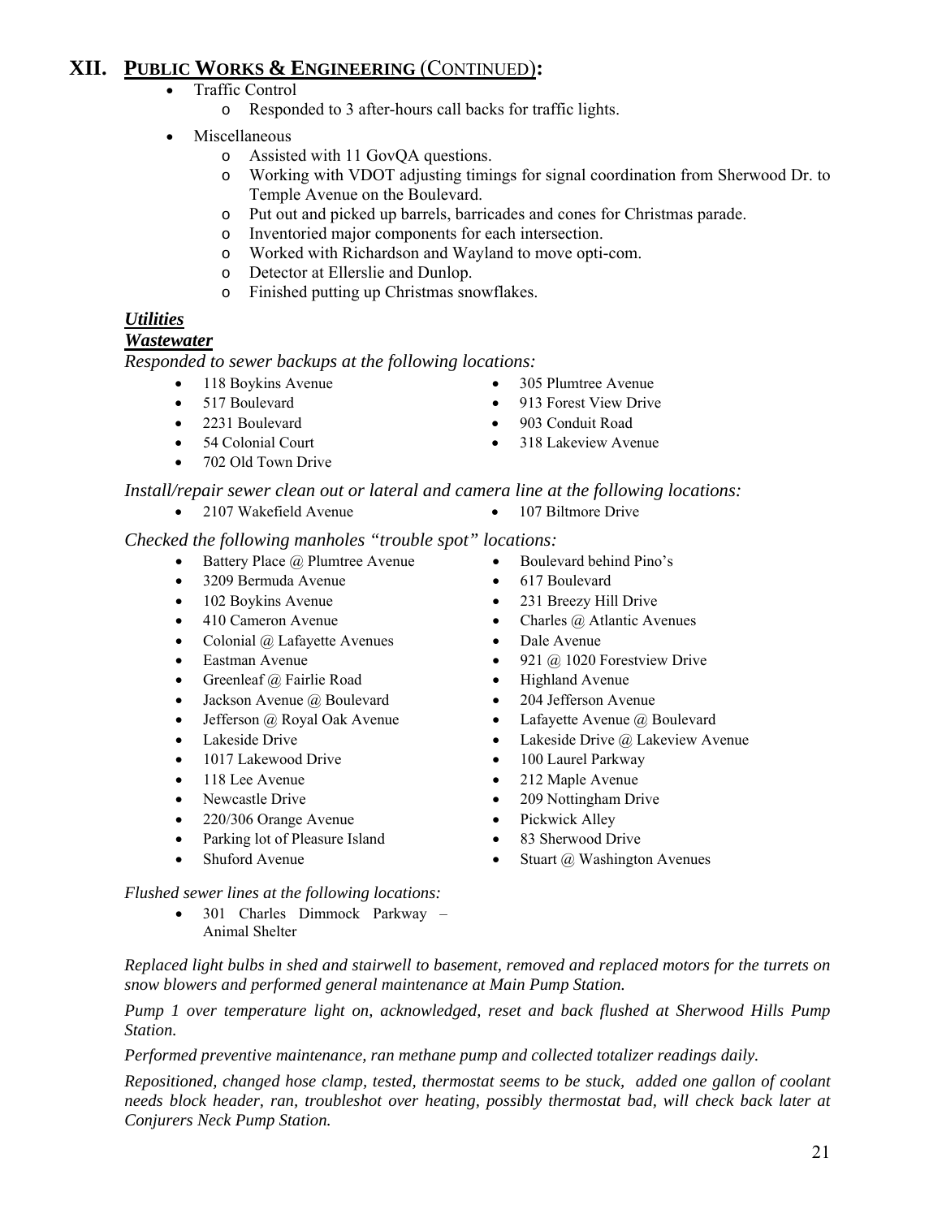# XII. PUBLIC WORKS & ENGINEERING (CONTINUED):

- Traffic Control
  - Responded to 3 after-hours call backs for traffic lights.
- Miscellaneous
  - Assisted with 11 GovQA questions.
  - Working with VDOT adjusting timings for signal coordination from Sherwood Dr. to Temple Avenue on the Boulevard.
  - Put out and picked up barrels, barricades and cones for Christmas parade.
  - Inventoried major components for each intersection.
  - Worked with Richardson and Wayland to move opti-com.
  - Detector at Ellerslie and Dunlop.
  - Finished putting up Christmas snowflakes.

***Utilities***

***Wastewater***

*Responded to sewer backups at the following locations:*

- 118 Boykins Avenue
- 517 Boulevard
- 2231 Boulevard
- 54 Colonial Court
- 702 Old Town Drive
- 305 Plumtree Avenue
- 913 Forest View Drive
- 903 Conduit Road
- 318 Lakeview Avenue

*Install/repair sewer clean out or lateral and camera line at the following locations:*

- 2107 Wakefield Avenue
- 107 Biltmore Drive

*Checked the following manholes "trouble spot" locations:*

- Battery Place @ Plumtree Avenue
- 3209 Bermuda Avenue
- 102 Boykins Avenue
- 410 Cameron Avenue
- Colonial @ Lafayette Avenues
- Eastman Avenue
- Greenleaf @ Fairlie Road
- Jackson Avenue @ Boulevard
- Jefferson @ Royal Oak Avenue
- Lakeside Drive
- 1017 Lakewood Drive
- 118 Lee Avenue
- Newcastle Drive
- 220/306 Orange Avenue
- Parking lot of Pleasure Island
- Shuford Avenue
- Boulevard behind Pino's
- 617 Boulevard
- 231 Breezy Hill Drive
- Charles @ Atlantic Avenues
- Dale Avenue
- 921 @ 1020 Forestview Drive
- Highland Avenue
- 204 Jefferson Avenue
- Lafayette Avenue @ Boulevard
- Lakeside Drive @ Lakeview Avenue
- 100 Laurel Parkway
- 212 Maple Avenue
- 209 Nottingham Drive
- Pickwick Alley
- 83 Sherwood Drive
- Stuart @ Washington Avenues

*Flushed sewer lines at the following locations:*

- 301 Charles Dimmock Parkway – Animal Shelter

*Replaced light bulbs in shed and stairwell to basement, removed and replaced motors for the turrets on snow blowers and performed general maintenance at Main Pump Station.*

*Pump 1 over temperature light on, acknowledged, reset and back flushed at Sherwood Hills Pump Station.*

*Performed preventive maintenance, ran methane pump and collected totalizer readings daily.*

*Repositioned, changed hose clamp, tested, thermostat seems to be stuck, added one gallon of coolant needs block header, ran, troubleshot over heating, possibly thermostat bad, will check back later at Conjurers Neck Pump Station.*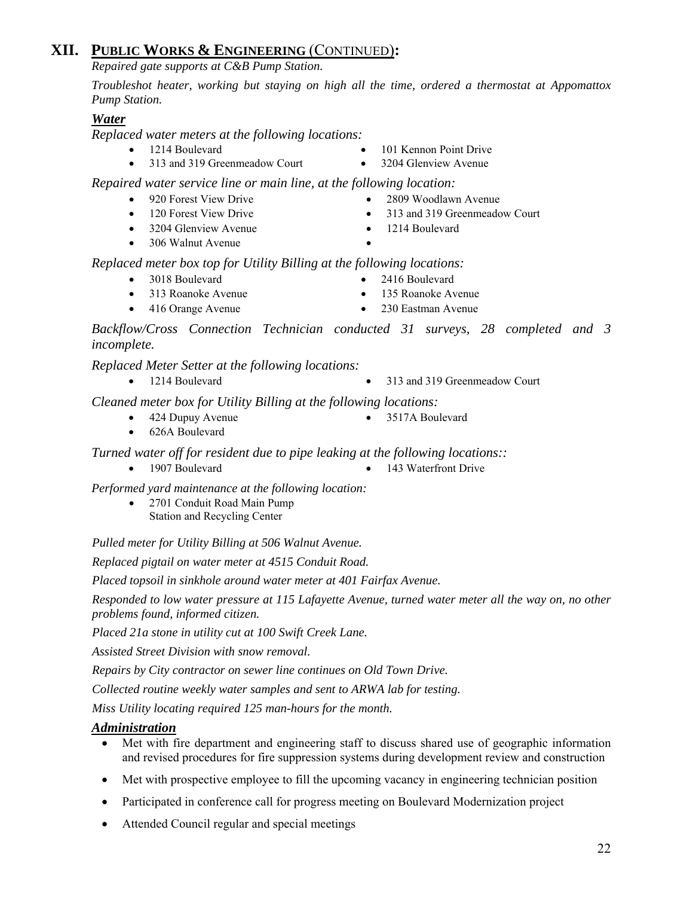## XII. PUBLIC WORKS & ENGINEERING (CONTINUED):

*Repaired gate supports at C&B Pump Station.*

*Troubleshot heater, working but staying on high all the time, ordered a thermostat at Appomattox Pump Station.*

### ***Water***

*Replaced water meters at the following locations:*

- 1214 Boulevard
- 313 and 319 Greenmeadow Court
- 101 Kennon Point Drive
- 3204 Glenview Avenue

*Repaired water service line or main line, at the following location:*

- 920 Forest View Drive
- 120 Forest View Drive
- 3204 Glenview Avenue
- 306 Walnut Avenue
- 2809 Woodlawn Avenue
- 313 and 319 Greenmeadow Court
- 1214 Boulevard

*Replaced meter box top for Utility Billing at the following locations:*

- 3018 Boulevard
- 313 Roanoke Avenue
- 416 Orange Avenue
- 2416 Boulevard
- 135 Roanoke Avenue
- 230 Eastman Avenue

*Backflow/Cross Connection Technician conducted 31 surveys, 28 completed and 3 incomplete.*

*Replaced Meter Setter at the following locations:*

- 1214 Boulevard
- 313 and 319 Greenmeadow Court

*Cleaned meter box for Utility Billing at the following locations:*

- 424 Dupuy Avenue
- 626A Boulevard
- 3517A Boulevard

*Turned water off for resident due to pipe leaking at the following locations::*

- 1907 Boulevard
- 143 Waterfront Drive

*Performed yard maintenance at the following location:*

- 2701 Conduit Road Main Pump Station and Recycling Center

*Pulled meter for Utility Billing at 506 Walnut Avenue.*

*Replaced pigtail on water meter at 4515 Conduit Road.*

*Placed topsoil in sinkhole around water meter at 401 Fairfax Avenue.*

*Responded to low water pressure at 115 Lafayette Avenue, turned water meter all the way on, no other problems found, informed citizen.*

*Placed 21a stone in utility cut at 100 Swift Creek Lane.*

*Assisted Street Division with snow removal.*

*Repairs by City contractor on sewer line continues on Old Town Drive.*

*Collected routine weekly water samples and sent to ARWA lab for testing.*

*Miss Utility locating required 125 man-hours for the month.*

### ***Administration***

- Met with fire department and engineering staff to discuss shared use of geographic information and revised procedures for fire suppression systems during development review and construction
- Met with prospective employee to fill the upcoming vacancy in engineering technician position
- Participated in conference call for progress meeting on Boulevard Modernization project
- Attended Council regular and special meetings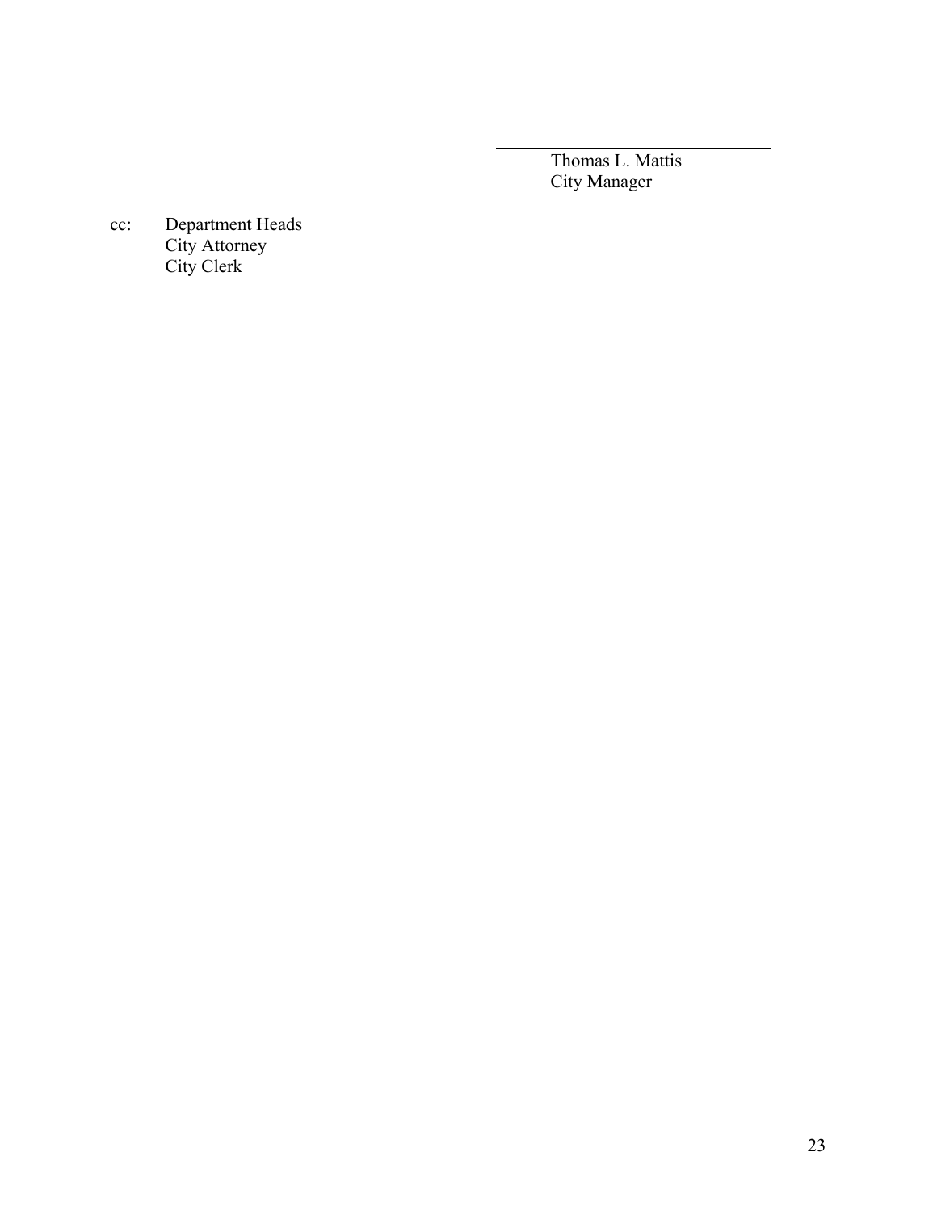\_\_\_\_\_\_\_\_\_\_\_\_\_\_\_\_\_\_\_\_\_\_\_\_\_\_\_\_\_\_

Thomas L. Mattis
City Manager

cc: Department Heads
City Attorney
City Clerk